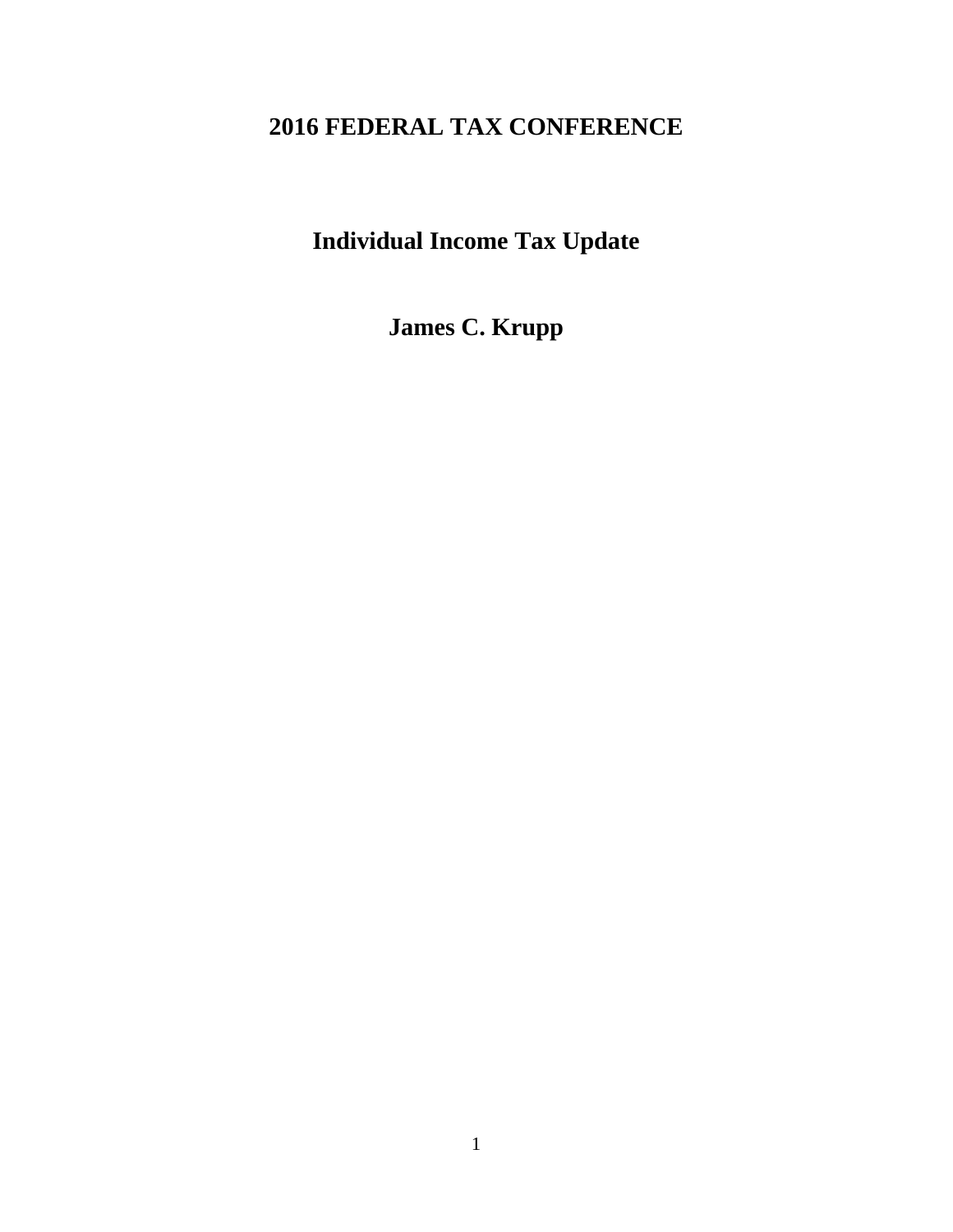# 2016 FEDERAL TAX CONFERENCE

## Individual Income Tax Update

## James C. Krupp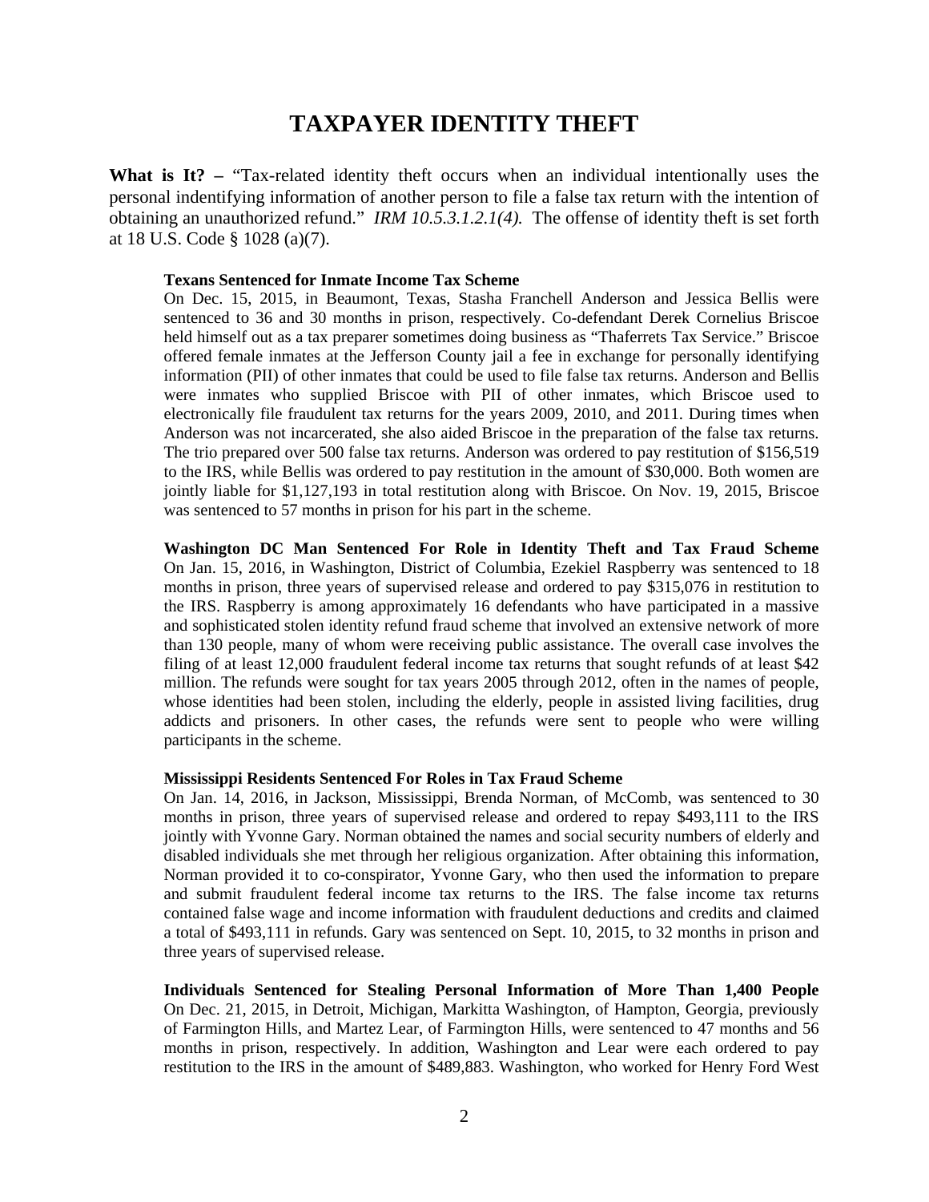# TAXPAYER IDENTITY THEFT

**What is It? –** "Tax-related identity theft occurs when an individual intentionally uses the personal indentifying information of another person to file a false tax return with the intention of obtaining an unauthorized refund." *IRM 10.5.3.1.2.1(4).* The offense of identity theft is set forth at 18 U.S. Code § 1028 (a)(7).

**Texans Sentenced for Inmate Income Tax Scheme**
On Dec. 15, 2015, in Beaumont, Texas, Stasha Franchell Anderson and Jessica Bellis were sentenced to 36 and 30 months in prison, respectively. Co-defendant Derek Cornelius Briscoe held himself out as a tax preparer sometimes doing business as "Thaferrets Tax Service." Briscoe offered female inmates at the Jefferson County jail a fee in exchange for personally identifying information (PII) of other inmates that could be used to file false tax returns. Anderson and Bellis were inmates who supplied Briscoe with PII of other inmates, which Briscoe used to electronically file fraudulent tax returns for the years 2009, 2010, and 2011. During times when Anderson was not incarcerated, she also aided Briscoe in the preparation of the false tax returns. The trio prepared over 500 false tax returns. Anderson was ordered to pay restitution of $156,519 to the IRS, while Bellis was ordered to pay restitution in the amount of $30,000. Both women are jointly liable for $1,127,193 in total restitution along with Briscoe. On Nov. 19, 2015, Briscoe was sentenced to 57 months in prison for his part in the scheme.

**Washington DC Man Sentenced For Role in Identity Theft and Tax Fraud Scheme**
On Jan. 15, 2016, in Washington, District of Columbia, Ezekiel Raspberry was sentenced to 18 months in prison, three years of supervised release and ordered to pay $315,076 in restitution to the IRS. Raspberry is among approximately 16 defendants who have participated in a massive and sophisticated stolen identity refund fraud scheme that involved an extensive network of more than 130 people, many of whom were receiving public assistance. The overall case involves the filing of at least 12,000 fraudulent federal income tax returns that sought refunds of at least $42 million. The refunds were sought for tax years 2005 through 2012, often in the names of people, whose identities had been stolen, including the elderly, people in assisted living facilities, drug addicts and prisoners. In other cases, the refunds were sent to people who were willing participants in the scheme.

**Mississippi Residents Sentenced For Roles in Tax Fraud Scheme**
On Jan. 14, 2016, in Jackson, Mississippi, Brenda Norman, of McComb, was sentenced to 30 months in prison, three years of supervised release and ordered to repay $493,111 to the IRS jointly with Yvonne Gary. Norman obtained the names and social security numbers of elderly and disabled individuals she met through her religious organization. After obtaining this information, Norman provided it to co-conspirator, Yvonne Gary, who then used the information to prepare and submit fraudulent federal income tax returns to the IRS. The false income tax returns contained false wage and income information with fraudulent deductions and credits and claimed a total of $493,111 in refunds. Gary was sentenced on Sept. 10, 2015, to 32 months in prison and three years of supervised release.

**Individuals Sentenced for Stealing Personal Information of More Than 1,400 People**
On Dec. 21, 2015, in Detroit, Michigan, Markitta Washington, of Hampton, Georgia, previously of Farmington Hills, and Martez Lear, of Farmington Hills, were sentenced to 47 months and 56 months in prison, respectively. In addition, Washington and Lear were each ordered to pay restitution to the IRS in the amount of $489,883. Washington, who worked for Henry Ford West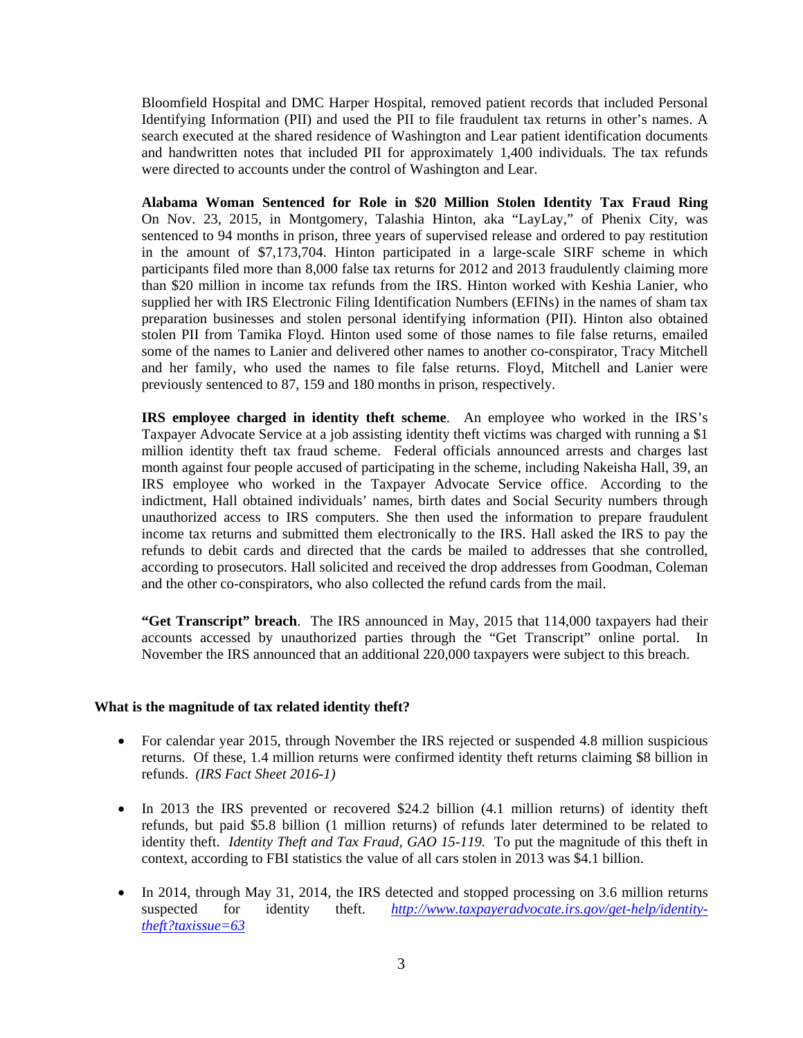Bloomfield Hospital and DMC Harper Hospital, removed patient records that included Personal Identifying Information (PII) and used the PII to file fraudulent tax returns in other's names. A search executed at the shared residence of Washington and Lear patient identification documents and handwritten notes that included PII for approximately 1,400 individuals. The tax refunds were directed to accounts under the control of Washington and Lear.

**Alabama Woman Sentenced for Role in $20 Million Stolen Identity Tax Fraud Ring** On Nov. 23, 2015, in Montgomery, Talashia Hinton, aka "LayLay," of Phenix City, was sentenced to 94 months in prison, three years of supervised release and ordered to pay restitution in the amount of $7,173,704. Hinton participated in a large-scale SIRF scheme in which participants filed more than 8,000 false tax returns for 2012 and 2013 fraudulently claiming more than $20 million in income tax refunds from the IRS. Hinton worked with Keshia Lanier, who supplied her with IRS Electronic Filing Identification Numbers (EFINs) in the names of sham tax preparation businesses and stolen personal identifying information (PII). Hinton also obtained stolen PII from Tamika Floyd. Hinton used some of those names to file false returns, emailed some of the names to Lanier and delivered other names to another co-conspirator, Tracy Mitchell and her family, who used the names to file false returns. Floyd, Mitchell and Lanier were previously sentenced to 87, 159 and 180 months in prison, respectively.

**IRS employee charged in identity theft scheme**. An employee who worked in the IRS's Taxpayer Advocate Service at a job assisting identity theft victims was charged with running a $1 million identity theft tax fraud scheme. Federal officials announced arrests and charges last month against four people accused of participating in the scheme, including Nakeisha Hall, 39, an IRS employee who worked in the Taxpayer Advocate Service office. According to the indictment, Hall obtained individuals' names, birth dates and Social Security numbers through unauthorized access to IRS computers. She then used the information to prepare fraudulent income tax returns and submitted them electronically to the IRS. Hall asked the IRS to pay the refunds to debit cards and directed that the cards be mailed to addresses that she controlled, according to prosecutors. Hall solicited and received the drop addresses from Goodman, Coleman and the other co-conspirators, who also collected the refund cards from the mail.

**"Get Transcript" breach**. The IRS announced in May, 2015 that 114,000 taxpayers had their accounts accessed by unauthorized parties through the "Get Transcript" online portal. In November the IRS announced that an additional 220,000 taxpayers were subject to this breach.

## What is the magnitude of tax related identity theft?

- For calendar year 2015, through November the IRS rejected or suspended 4.8 million suspicious returns. Of these, 1.4 million returns were confirmed identity theft returns claiming $8 billion in refunds. *(IRS Fact Sheet 2016-1)*

- In 2013 the IRS prevented or recovered $24.2 billion (4.1 million returns) of identity theft refunds, but paid $5.8 billion (1 million returns) of refunds later determined to be related to identity theft. *Identity Theft and Tax Fraud, GAO 15-119.* To put the magnitude of this theft in context, according to FBI statistics the value of all cars stolen in 2013 was $4.1 billion.

- In 2014, through May 31, 2014, the IRS detected and stopped processing on 3.6 million returns suspected for identity theft. *http://www.taxpayeradvocate.irs.gov/get-help/identity-theft?taxissue=63*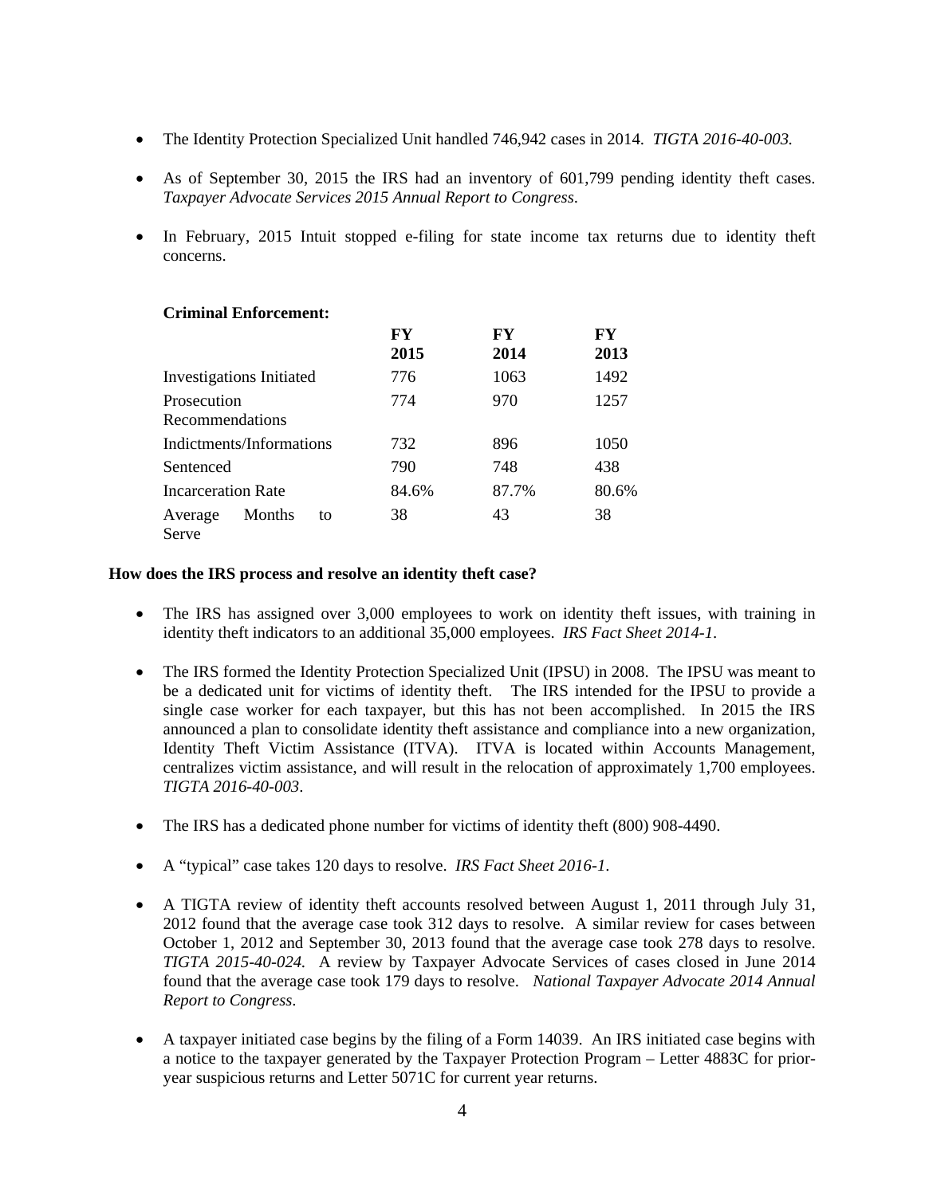- The Identity Protection Specialized Unit handled 746,942 cases in 2014. *TIGTA 2016-40-003.*

- As of September 30, 2015 the IRS had an inventory of 601,799 pending identity theft cases. *Taxpayer Advocate Services 2015 Annual Report to Congress*.

- In February, 2015 Intuit stopped e-filing for state income tax returns due to identity theft concerns.

**Criminal Enforcement:**

| | FY 2015 | FY 2014 | FY 2013 |
|---|---|---|---|
| Investigations Initiated | 776 | 1063 | 1492 |
| Prosecution Recommendations | 774 | 970 | 1257 |
| Indictments/Informations | 732 | 896 | 1050 |
| Sentenced | 790 | 748 | 438 |
| Incarceration Rate | 84.6% | 87.7% | 80.6% |
| Average Months to Serve | 38 | 43 | 38 |

**How does the IRS process and resolve an identity theft case?**

- The IRS has assigned over 3,000 employees to work on identity theft issues, with training in identity theft indicators to an additional 35,000 employees. *IRS Fact Sheet 2014-1*.

- The IRS formed the Identity Protection Specialized Unit (IPSU) in 2008. The IPSU was meant to be a dedicated unit for victims of identity theft. The IRS intended for the IPSU to provide a single case worker for each taxpayer, but this has not been accomplished. In 2015 the IRS announced a plan to consolidate identity theft assistance and compliance into a new organization, Identity Theft Victim Assistance (ITVA). ITVA is located within Accounts Management, centralizes victim assistance, and will result in the relocation of approximately 1,700 employees. *TIGTA 2016-40-003*.

- The IRS has a dedicated phone number for victims of identity theft (800) 908-4490.

- A "typical" case takes 120 days to resolve. *IRS Fact Sheet 2016-1*.

- A TIGTA review of identity theft accounts resolved between August 1, 2011 through July 31, 2012 found that the average case took 312 days to resolve. A similar review for cases between October 1, 2012 and September 30, 2013 found that the average case took 278 days to resolve. *TIGTA 2015-40-024.* A review by Taxpayer Advocate Services of cases closed in June 2014 found that the average case took 179 days to resolve. *National Taxpayer Advocate 2014 Annual Report to Congress*.

- A taxpayer initiated case begins by the filing of a Form 14039. An IRS initiated case begins with a notice to the taxpayer generated by the Taxpayer Protection Program – Letter 4883C for prior-year suspicious returns and Letter 5071C for current year returns.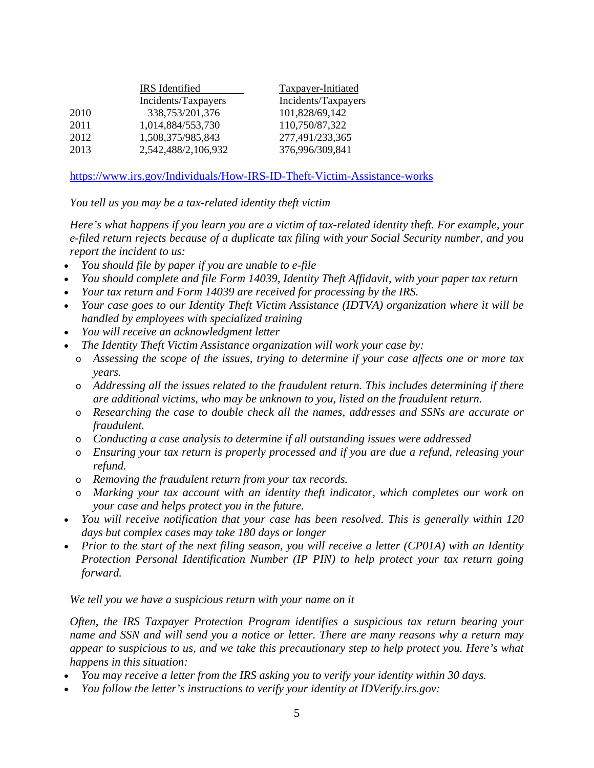| | IRS Identified | Taxpayer-Initiated |
|---|---|---|
| | Incidents/Taxpayers | Incidents/Taxpayers |
| 2010 | 338,753/201,376 | 101,828/69,142 |
| 2011 | 1,014,884/553,730 | 110,750/87,322 |
| 2012 | 1,508,375/985,843 | 277,491/233,365 |
| 2013 | 2,542,488/2,106,932 | 376,996/309,841 |

https://www.irs.gov/Individuals/How-IRS-ID-Theft-Victim-Assistance-works

*You tell us you may be a tax-related identity theft victim*

*Here's what happens if you learn you are a victim of tax-related identity theft. For example, your e-filed return rejects because of a duplicate tax filing with your Social Security number, and you report the incident to us:*

- *You should file by paper if you are unable to e-file*
- *You should complete and file Form 14039, Identity Theft Affidavit, with your paper tax return*
- *Your tax return and Form 14039 are received for processing by the IRS.*
- *Your case goes to our Identity Theft Victim Assistance (IDTVA) organization where it will be handled by employees with specialized training*
- *You will receive an acknowledgment letter*
- *The Identity Theft Victim Assistance organization will work your case by:*
  - *Assessing the scope of the issues, trying to determine if your case affects one or more tax years.*
  - *Addressing all the issues related to the fraudulent return. This includes determining if there are additional victims, who may be unknown to you, listed on the fraudulent return.*
  - *Researching the case to double check all the names, addresses and SSNs are accurate or fraudulent.*
  - *Conducting a case analysis to determine if all outstanding issues were addressed*
  - *Ensuring your tax return is properly processed and if you are due a refund, releasing your refund.*
  - *Removing the fraudulent return from your tax records.*
  - *Marking your tax account with an identity theft indicator, which completes our work on your case and helps protect you in the future.*
- *You will receive notification that your case has been resolved. This is generally within 120 days but complex cases may take 180 days or longer*
- *Prior to the start of the next filing season, you will receive a letter (CP01A) with an Identity Protection Personal Identification Number (IP PIN) to help protect your tax return going forward.*

*We tell you we have a suspicious return with your name on it*

*Often, the IRS Taxpayer Protection Program identifies a suspicious tax return bearing your name and SSN and will send you a notice or letter. There are many reasons why a return may appear to suspicious to us, and we take this precautionary step to help protect you. Here's what happens in this situation:*

- *You may receive a letter from the IRS asking you to verify your identity within 30 days.*
- *You follow the letter's instructions to verify your identity at IDVerify.irs.gov:*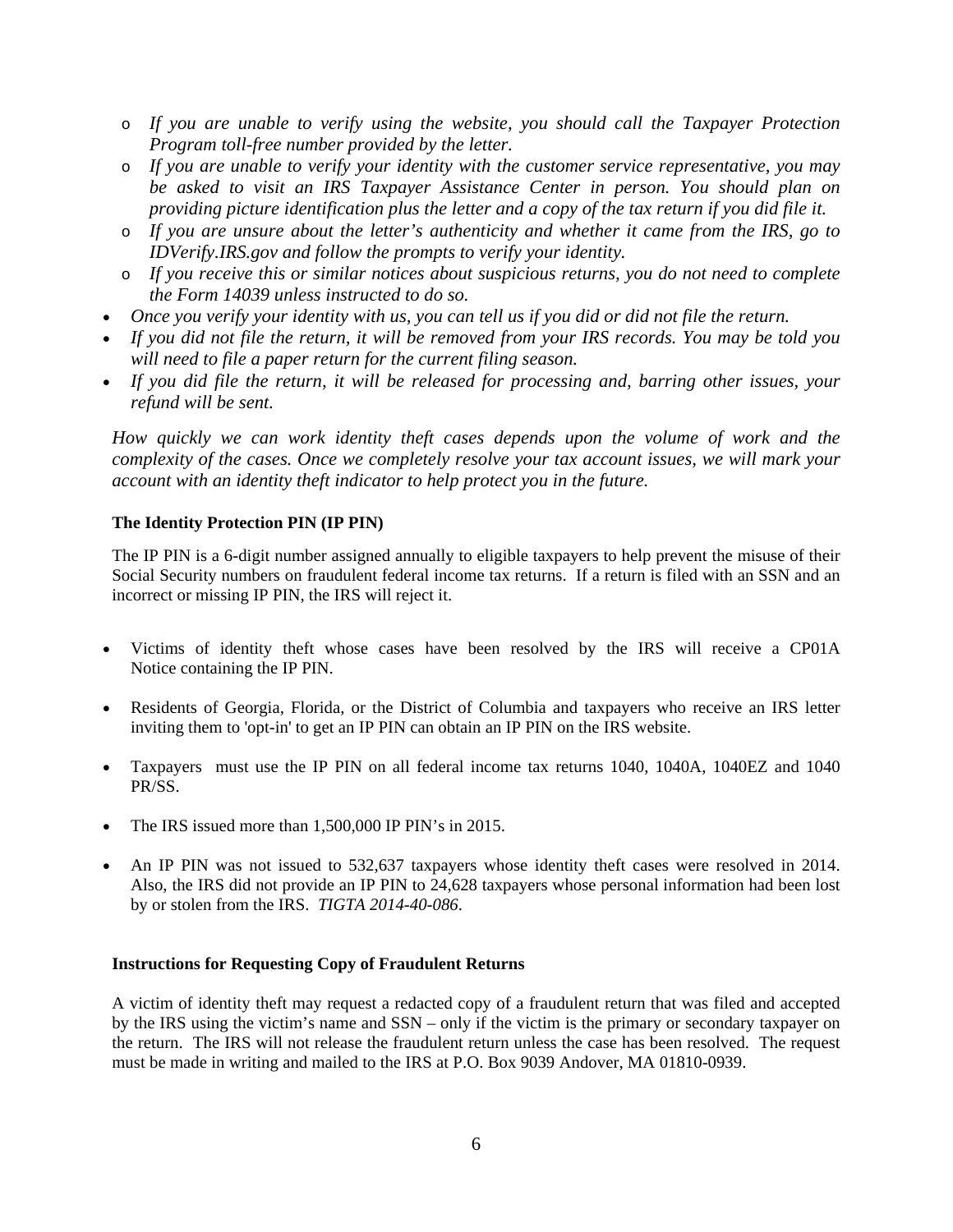- *If you are unable to verify using the website, you should call the Taxpayer Protection Program toll-free number provided by the letter.*
    - *If you are unable to verify your identity with the customer service representative, you may be asked to visit an IRS Taxpayer Assistance Center in person. You should plan on providing picture identification plus the letter and a copy of the tax return if you did file it.*
    - *If you are unsure about the letter's authenticity and whether it came from the IRS, go to IDVerify.IRS.gov and follow the prompts to verify your identity.*
    - *If you receive this or similar notices about suspicious returns, you do not need to complete the Form 14039 unless instructed to do so.*
- *Once you verify your identity with us, you can tell us if you did or did not file the return.*
- *If you did not file the return, it will be removed from your IRS records. You may be told you will need to file a paper return for the current filing season.*
- *If you did file the return, it will be released for processing and, barring other issues, your refund will be sent.*

*How quickly we can work identity theft cases depends upon the volume of work and the complexity of the cases. Once we completely resolve your tax account issues, we will mark your account with an identity theft indicator to help protect you in the future.*

**The Identity Protection PIN (IP PIN)**

The IP PIN is a 6-digit number assigned annually to eligible taxpayers to help prevent the misuse of their Social Security numbers on fraudulent federal income tax returns. If a return is filed with an SSN and an incorrect or missing IP PIN, the IRS will reject it.

- Victims of identity theft whose cases have been resolved by the IRS will receive a CP01A Notice containing the IP PIN.
- Residents of Georgia, Florida, or the District of Columbia and taxpayers who receive an IRS letter inviting them to 'opt-in' to get an IP PIN can obtain an IP PIN on the IRS website.
- Taxpayers must use the IP PIN on all federal income tax returns 1040, 1040A, 1040EZ and 1040 PR/SS.
- The IRS issued more than 1,500,000 IP PIN's in 2015.
- An IP PIN was not issued to 532,637 taxpayers whose identity theft cases were resolved in 2014. Also, the IRS did not provide an IP PIN to 24,628 taxpayers whose personal information had been lost by or stolen from the IRS. *TIGTA 2014-40-086*.

**Instructions for Requesting Copy of Fraudulent Returns**

A victim of identity theft may request a redacted copy of a fraudulent return that was filed and accepted by the IRS using the victim's name and SSN – only if the victim is the primary or secondary taxpayer on the return. The IRS will not release the fraudulent return unless the case has been resolved. The request must be made in writing and mailed to the IRS at P.O. Box 9039 Andover, MA 01810-0939.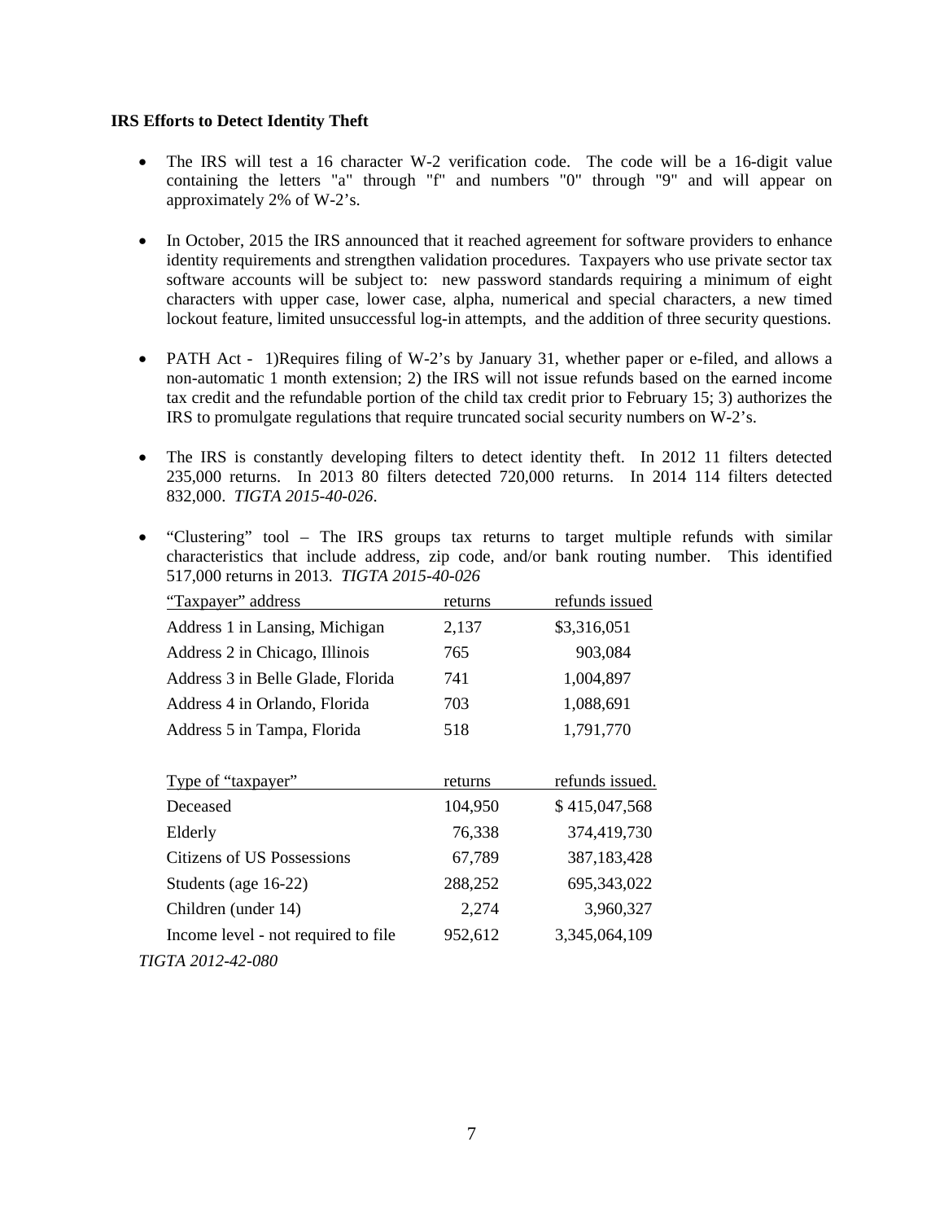**IRS Efforts to Detect Identity Theft**

- The IRS will test a 16 character W-2 verification code. The code will be a 16-digit value containing the letters "a" through "f" and numbers "0" through "9" and will appear on approximately 2% of W-2's.

- In October, 2015 the IRS announced that it reached agreement for software providers to enhance identity requirements and strengthen validation procedures. Taxpayers who use private sector tax software accounts will be subject to: new password standards requiring a minimum of eight characters with upper case, lower case, alpha, numerical and special characters, a new timed lockout feature, limited unsuccessful log-in attempts, and the addition of three security questions.

- PATH Act - 1)Requires filing of W-2's by January 31, whether paper or e-filed, and allows a non-automatic 1 month extension; 2) the IRS will not issue refunds based on the earned income tax credit and the refundable portion of the child tax credit prior to February 15; 3) authorizes the IRS to promulgate regulations that require truncated social security numbers on W-2's.

- The IRS is constantly developing filters to detect identity theft. In 2012 11 filters detected 235,000 returns. In 2013 80 filters detected 720,000 returns. In 2014 114 filters detected 832,000. *TIGTA 2015-40-026*.

- "Clustering" tool – The IRS groups tax returns to target multiple refunds with similar characteristics that include address, zip code, and/or bank routing number. This identified 517,000 returns in 2013. *TIGTA 2015-40-026*

| "Taxpayer" address | returns | refunds issued |
|---|---|---|
| Address 1 in Lansing, Michigan | 2,137 | $3,316,051 |
| Address 2 in Chicago, Illinois | 765 | 903,084 |
| Address 3 in Belle Glade, Florida | 741 | 1,004,897 |
| Address 4 in Orlando, Florida | 703 | 1,088,691 |
| Address 5 in Tampa, Florida | 518 | 1,791,770 |

| Type of "taxpayer" | returns | refunds issued. |
|---|---|---|
| Deceased | 104,950 | $ 415,047,568 |
| Elderly | 76,338 | 374,419,730 |
| Citizens of US Possessions | 67,789 | 387,183,428 |
| Students (age 16-22) | 288,252 | 695,343,022 |
| Children (under 14) | 2,274 | 3,960,327 |
| Income level - not required to file | 952,612 | 3,345,064,109 |

*TIGTA 2012-42-080*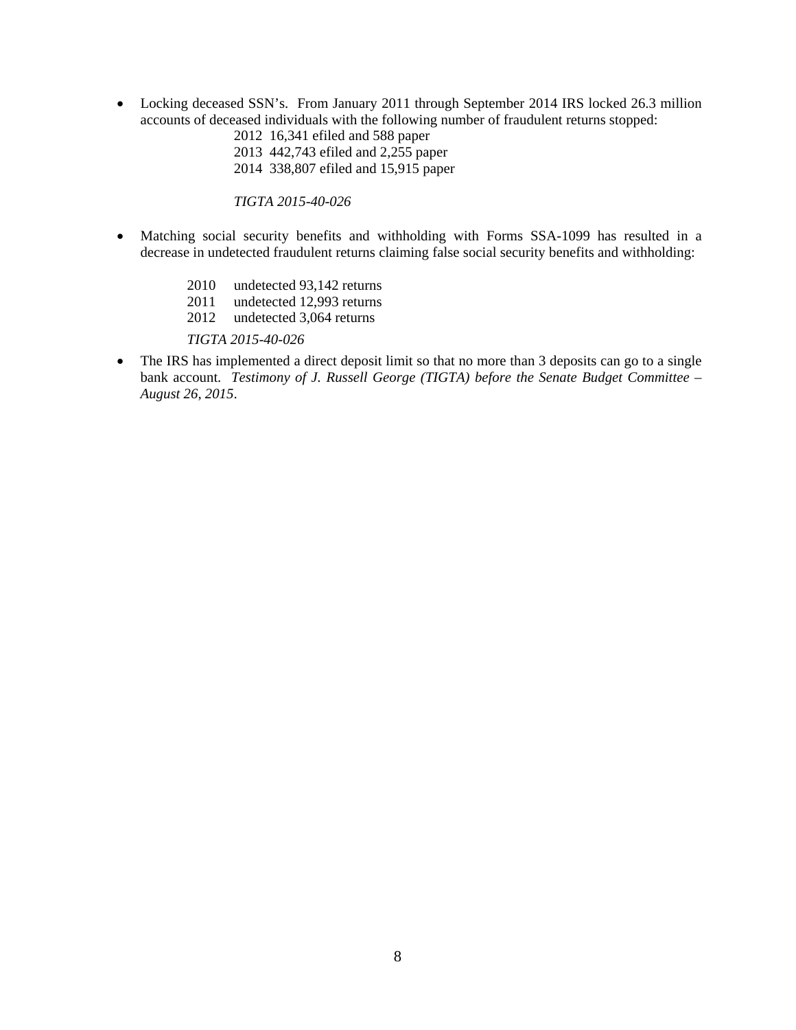- Locking deceased SSN's. From January 2011 through September 2014 IRS locked 26.3 million accounts of deceased individuals with the following number of fraudulent returns stopped:

  2012 16,341 efiled and 588 paper
  2013 442,743 efiled and 2,255 paper
  2014 338,807 efiled and 15,915 paper

  *TIGTA 2015-40-026*

- Matching social security benefits and withholding with Forms SSA-1099 has resulted in a decrease in undetected fraudulent returns claiming false social security benefits and withholding:

  2010 undetected 93,142 returns
  2011 undetected 12,993 returns
  2012 undetected 3,064 returns

  *TIGTA 2015-40-026*

- The IRS has implemented a direct deposit limit so that no more than 3 deposits can go to a single bank account. *Testimony of J. Russell George (TIGTA) before the Senate Budget Committee – August 26, 2015*.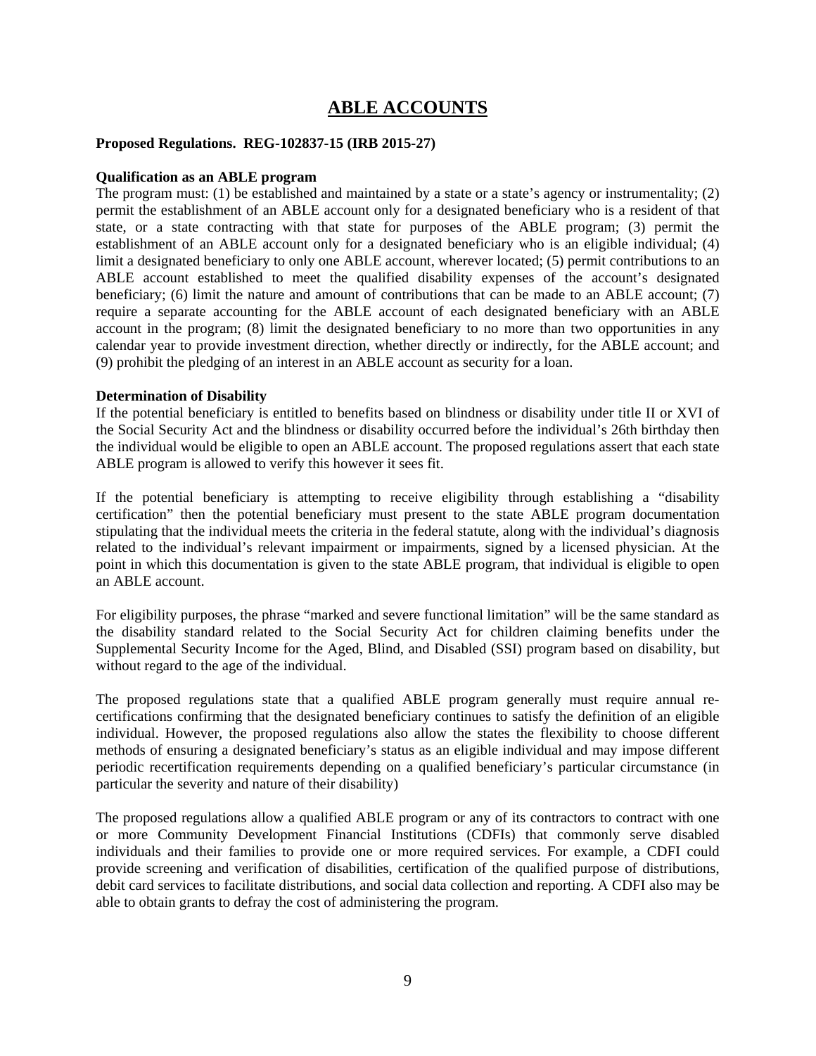# ABLE ACCOUNTS

**Proposed Regulations. REG-102837-15 (IRB 2015-27)**

**Qualification as an ABLE program**

The program must: (1) be established and maintained by a state or a state's agency or instrumentality; (2) permit the establishment of an ABLE account only for a designated beneficiary who is a resident of that state, or a state contracting with that state for purposes of the ABLE program; (3) permit the establishment of an ABLE account only for a designated beneficiary who is an eligible individual; (4) limit a designated beneficiary to only one ABLE account, wherever located; (5) permit contributions to an ABLE account established to meet the qualified disability expenses of the account's designated beneficiary; (6) limit the nature and amount of contributions that can be made to an ABLE account; (7) require a separate accounting for the ABLE account of each designated beneficiary with an ABLE account in the program; (8) limit the designated beneficiary to no more than two opportunities in any calendar year to provide investment direction, whether directly or indirectly, for the ABLE account; and (9) prohibit the pledging of an interest in an ABLE account as security for a loan.

**Determination of Disability**

If the potential beneficiary is entitled to benefits based on blindness or disability under title II or XVI of the Social Security Act and the blindness or disability occurred before the individual's 26th birthday then the individual would be eligible to open an ABLE account. The proposed regulations assert that each state ABLE program is allowed to verify this however it sees fit.

If the potential beneficiary is attempting to receive eligibility through establishing a "disability certification" then the potential beneficiary must present to the state ABLE program documentation stipulating that the individual meets the criteria in the federal statute, along with the individual's diagnosis related to the individual's relevant impairment or impairments, signed by a licensed physician. At the point in which this documentation is given to the state ABLE program, that individual is eligible to open an ABLE account.

For eligibility purposes, the phrase "marked and severe functional limitation" will be the same standard as the disability standard related to the Social Security Act for children claiming benefits under the Supplemental Security Income for the Aged, Blind, and Disabled (SSI) program based on disability, but without regard to the age of the individual.

The proposed regulations state that a qualified ABLE program generally must require annual re-certifications confirming that the designated beneficiary continues to satisfy the definition of an eligible individual. However, the proposed regulations also allow the states the flexibility to choose different methods of ensuring a designated beneficiary's status as an eligible individual and may impose different periodic recertification requirements depending on a qualified beneficiary's particular circumstance (in particular the severity and nature of their disability)

The proposed regulations allow a qualified ABLE program or any of its contractors to contract with one or more Community Development Financial Institutions (CDFIs) that commonly serve disabled individuals and their families to provide one or more required services. For example, a CDFI could provide screening and verification of disabilities, certification of the qualified purpose of distributions, debit card services to facilitate distributions, and social data collection and reporting. A CDFI also may be able to obtain grants to defray the cost of administering the program.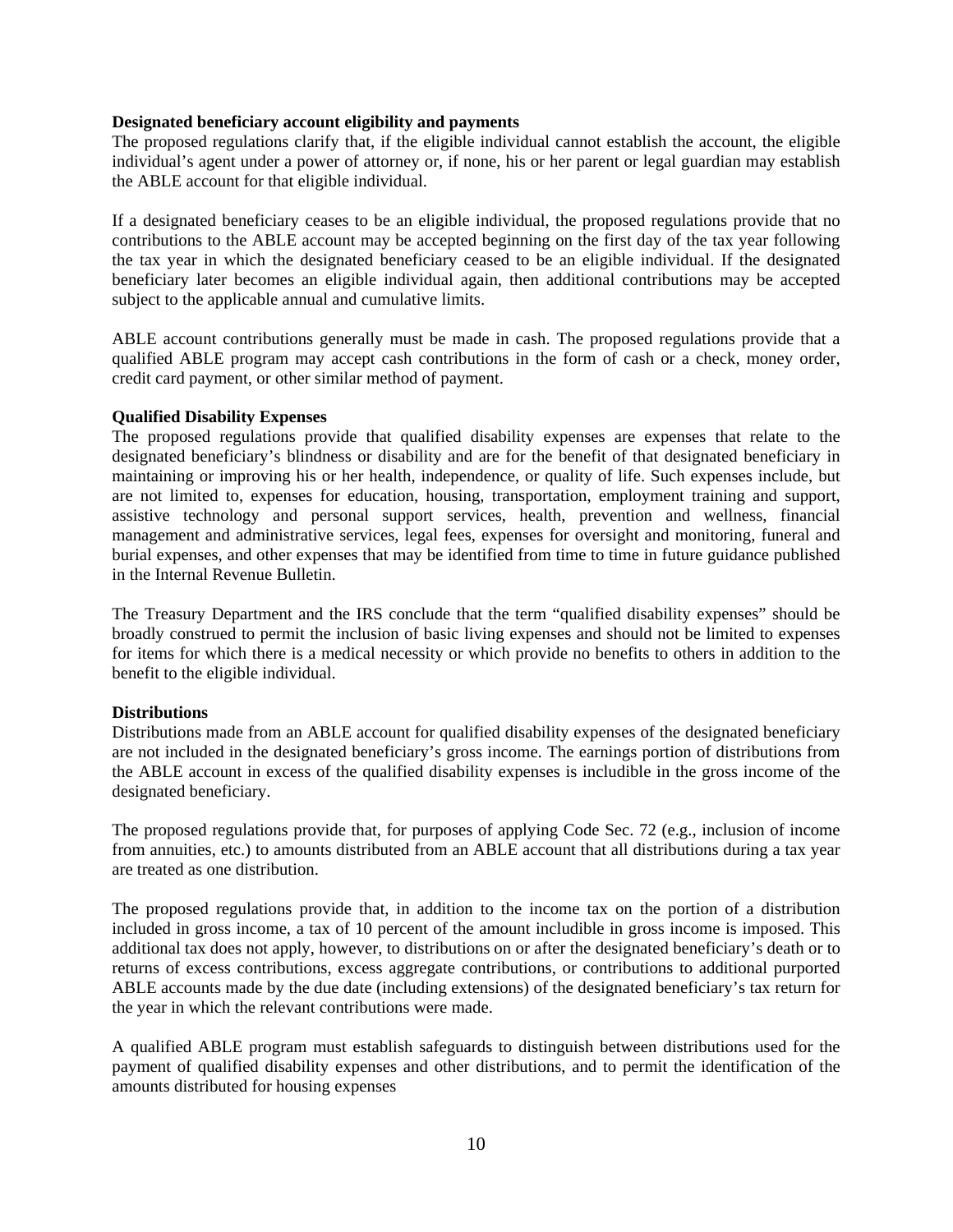**Designated beneficiary account eligibility and payments**

The proposed regulations clarify that, if the eligible individual cannot establish the account, the eligible individual's agent under a power of attorney or, if none, his or her parent or legal guardian may establish the ABLE account for that eligible individual.

If a designated beneficiary ceases to be an eligible individual, the proposed regulations provide that no contributions to the ABLE account may be accepted beginning on the first day of the tax year following the tax year in which the designated beneficiary ceased to be an eligible individual. If the designated beneficiary later becomes an eligible individual again, then additional contributions may be accepted subject to the applicable annual and cumulative limits.

ABLE account contributions generally must be made in cash. The proposed regulations provide that a qualified ABLE program may accept cash contributions in the form of cash or a check, money order, credit card payment, or other similar method of payment.

**Qualified Disability Expenses**

The proposed regulations provide that qualified disability expenses are expenses that relate to the designated beneficiary's blindness or disability and are for the benefit of that designated beneficiary in maintaining or improving his or her health, independence, or quality of life. Such expenses include, but are not limited to, expenses for education, housing, transportation, employment training and support, assistive technology and personal support services, health, prevention and wellness, financial management and administrative services, legal fees, expenses for oversight and monitoring, funeral and burial expenses, and other expenses that may be identified from time to time in future guidance published in the Internal Revenue Bulletin.

The Treasury Department and the IRS conclude that the term "qualified disability expenses" should be broadly construed to permit the inclusion of basic living expenses and should not be limited to expenses for items for which there is a medical necessity or which provide no benefits to others in addition to the benefit to the eligible individual.

**Distributions**

Distributions made from an ABLE account for qualified disability expenses of the designated beneficiary are not included in the designated beneficiary's gross income. The earnings portion of distributions from the ABLE account in excess of the qualified disability expenses is includible in the gross income of the designated beneficiary.

The proposed regulations provide that, for purposes of applying Code Sec. 72 (e.g., inclusion of income from annuities, etc.) to amounts distributed from an ABLE account that all distributions during a tax year are treated as one distribution.

The proposed regulations provide that, in addition to the income tax on the portion of a distribution included in gross income, a tax of 10 percent of the amount includible in gross income is imposed. This additional tax does not apply, however, to distributions on or after the designated beneficiary's death or to returns of excess contributions, excess aggregate contributions, or contributions to additional purported ABLE accounts made by the due date (including extensions) of the designated beneficiary's tax return for the year in which the relevant contributions were made.

A qualified ABLE program must establish safeguards to distinguish between distributions used for the payment of qualified disability expenses and other distributions, and to permit the identification of the amounts distributed for housing expenses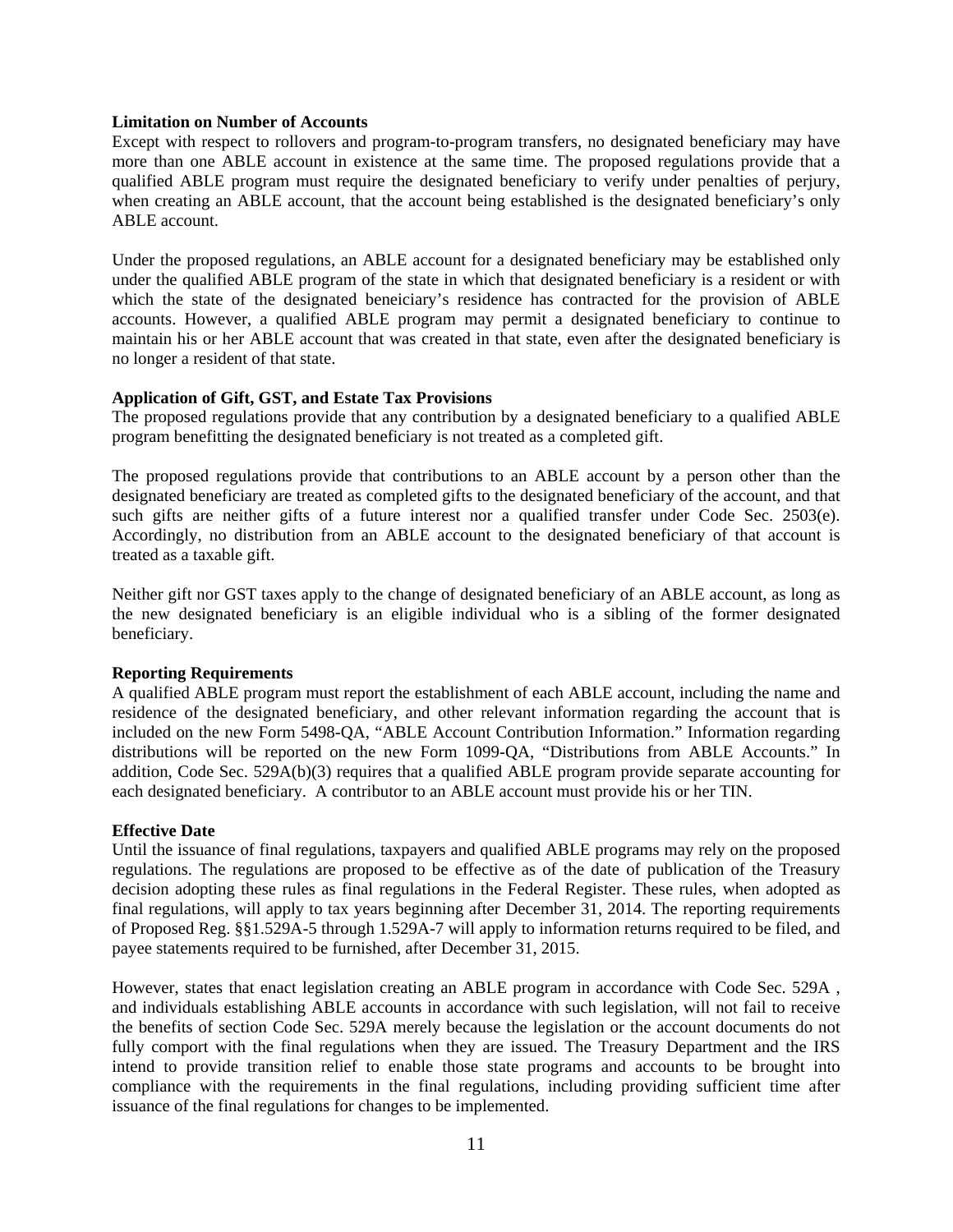**Limitation on Number of Accounts**

Except with respect to rollovers and program-to-program transfers, no designated beneficiary may have more than one ABLE account in existence at the same time. The proposed regulations provide that a qualified ABLE program must require the designated beneficiary to verify under penalties of perjury, when creating an ABLE account, that the account being established is the designated beneficiary's only ABLE account.

Under the proposed regulations, an ABLE account for a designated beneficiary may be established only under the qualified ABLE program of the state in which that designated beneficiary is a resident or with which the state of the designated beneiciary's residence has contracted for the provision of ABLE accounts. However, a qualified ABLE program may permit a designated beneficiary to continue to maintain his or her ABLE account that was created in that state, even after the designated beneficiary is no longer a resident of that state.

**Application of Gift, GST, and Estate Tax Provisions**

The proposed regulations provide that any contribution by a designated beneficiary to a qualified ABLE program benefitting the designated beneficiary is not treated as a completed gift.

The proposed regulations provide that contributions to an ABLE account by a person other than the designated beneficiary are treated as completed gifts to the designated beneficiary of the account, and that such gifts are neither gifts of a future interest nor a qualified transfer under Code Sec. 2503(e). Accordingly, no distribution from an ABLE account to the designated beneficiary of that account is treated as a taxable gift.

Neither gift nor GST taxes apply to the change of designated beneficiary of an ABLE account, as long as the new designated beneficiary is an eligible individual who is a sibling of the former designated beneficiary.

**Reporting Requirements**

A qualified ABLE program must report the establishment of each ABLE account, including the name and residence of the designated beneficiary, and other relevant information regarding the account that is included on the new Form 5498-QA, "ABLE Account Contribution Information." Information regarding distributions will be reported on the new Form 1099-QA, "Distributions from ABLE Accounts." In addition, Code Sec. 529A(b)(3) requires that a qualified ABLE program provide separate accounting for each designated beneficiary. A contributor to an ABLE account must provide his or her TIN.

**Effective Date**

Until the issuance of final regulations, taxpayers and qualified ABLE programs may rely on the proposed regulations. The regulations are proposed to be effective as of the date of publication of the Treasury decision adopting these rules as final regulations in the Federal Register. These rules, when adopted as final regulations, will apply to tax years beginning after December 31, 2014. The reporting requirements of Proposed Reg. §§1.529A-5 through 1.529A-7 will apply to information returns required to be filed, and payee statements required to be furnished, after December 31, 2015.

However, states that enact legislation creating an ABLE program in accordance with Code Sec. 529A , and individuals establishing ABLE accounts in accordance with such legislation, will not fail to receive the benefits of section Code Sec. 529A merely because the legislation or the account documents do not fully comport with the final regulations when they are issued. The Treasury Department and the IRS intend to provide transition relief to enable those state programs and accounts to be brought into compliance with the requirements in the final regulations, including providing sufficient time after issuance of the final regulations for changes to be implemented.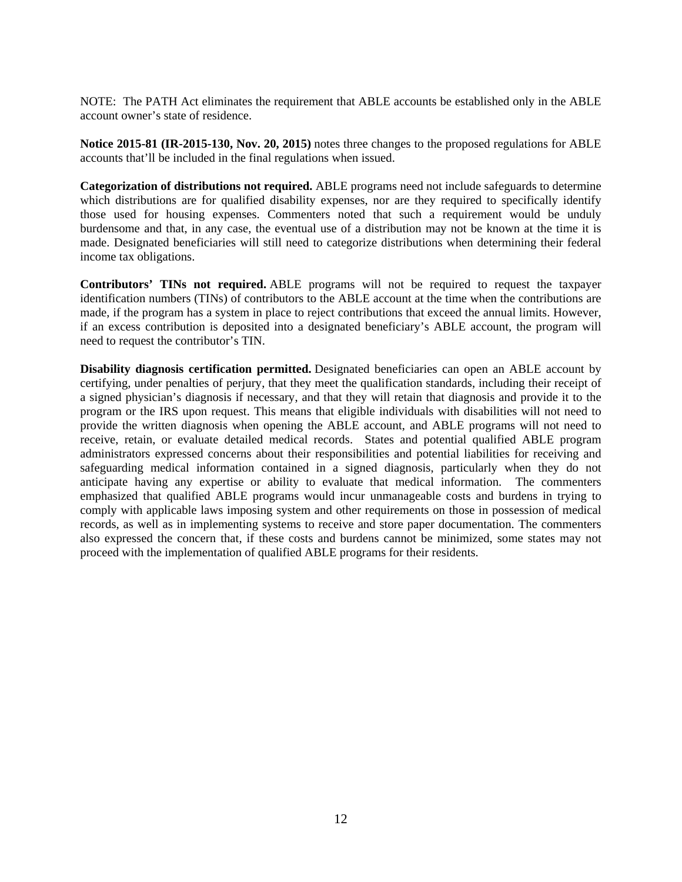NOTE: The PATH Act eliminates the requirement that ABLE accounts be established only in the ABLE account owner's state of residence.

**Notice 2015-81 (IR-2015-130, Nov. 20, 2015)** notes three changes to the proposed regulations for ABLE accounts that'll be included in the final regulations when issued.

**Categorization of distributions not required.** ABLE programs need not include safeguards to determine which distributions are for qualified disability expenses, nor are they required to specifically identify those used for housing expenses. Commenters noted that such a requirement would be unduly burdensome and that, in any case, the eventual use of a distribution may not be known at the time it is made. Designated beneficiaries will still need to categorize distributions when determining their federal income tax obligations.

**Contributors' TINs not required.** ABLE programs will not be required to request the taxpayer identification numbers (TINs) of contributors to the ABLE account at the time when the contributions are made, if the program has a system in place to reject contributions that exceed the annual limits. However, if an excess contribution is deposited into a designated beneficiary's ABLE account, the program will need to request the contributor's TIN.

**Disability diagnosis certification permitted.** Designated beneficiaries can open an ABLE account by certifying, under penalties of perjury, that they meet the qualification standards, including their receipt of a signed physician's diagnosis if necessary, and that they will retain that diagnosis and provide it to the program or the IRS upon request. This means that eligible individuals with disabilities will not need to provide the written diagnosis when opening the ABLE account, and ABLE programs will not need to receive, retain, or evaluate detailed medical records. States and potential qualified ABLE program administrators expressed concerns about their responsibilities and potential liabilities for receiving and safeguarding medical information contained in a signed diagnosis, particularly when they do not anticipate having any expertise or ability to evaluate that medical information. The commenters emphasized that qualified ABLE programs would incur unmanageable costs and burdens in trying to comply with applicable laws imposing system and other requirements on those in possession of medical records, as well as in implementing systems to receive and store paper documentation. The commenters also expressed the concern that, if these costs and burdens cannot be minimized, some states may not proceed with the implementation of qualified ABLE programs for their residents.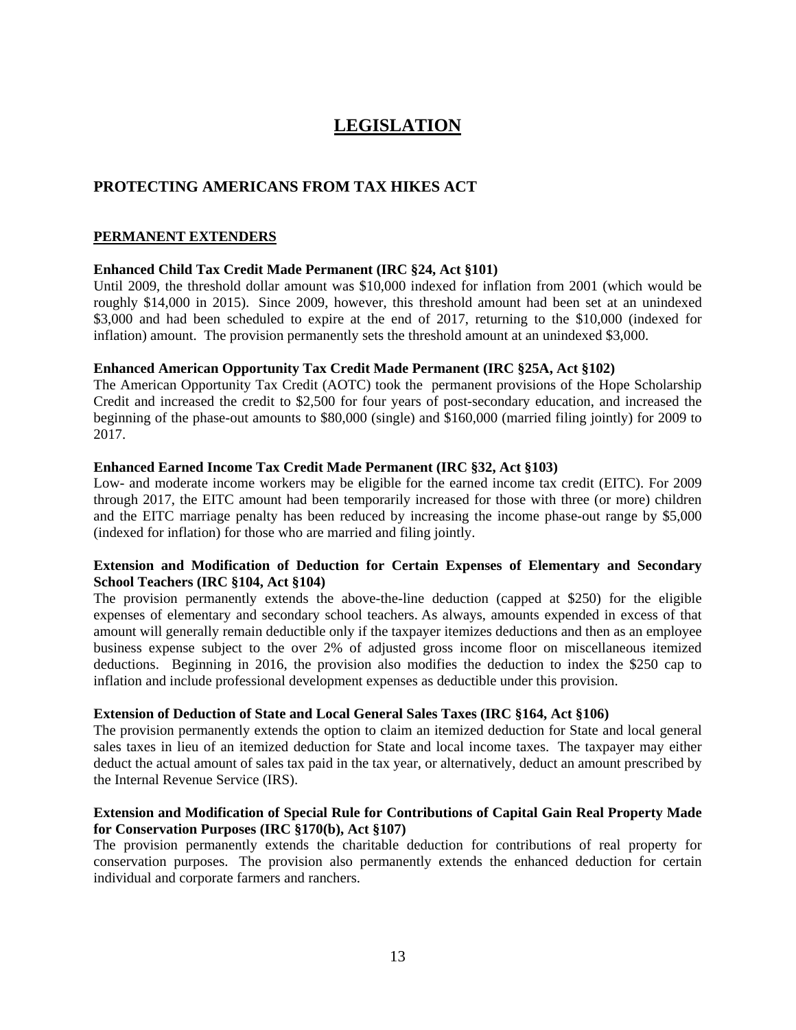# LEGISLATION

## PROTECTING AMERICANS FROM TAX HIKES ACT

### PERMANENT EXTENDERS

**Enhanced Child Tax Credit Made Permanent (IRC §24, Act §101)**
Until 2009, the threshold dollar amount was $10,000 indexed for inflation from 2001 (which would be roughly $14,000 in 2015). Since 2009, however, this threshold amount had been set at an unindexed $3,000 and had been scheduled to expire at the end of 2017, returning to the $10,000 (indexed for inflation) amount. The provision permanently sets the threshold amount at an unindexed $3,000.

**Enhanced American Opportunity Tax Credit Made Permanent (IRC §25A, Act §102)**
The American Opportunity Tax Credit (AOTC) took the permanent provisions of the Hope Scholarship Credit and increased the credit to $2,500 for four years of post-secondary education, and increased the beginning of the phase-out amounts to $80,000 (single) and $160,000 (married filing jointly) for 2009 to 2017.

**Enhanced Earned Income Tax Credit Made Permanent (IRC §32, Act §103)**
Low- and moderate income workers may be eligible for the earned income tax credit (EITC). For 2009 through 2017, the EITC amount had been temporarily increased for those with three (or more) children and the EITC marriage penalty has been reduced by increasing the income phase-out range by $5,000 (indexed for inflation) for those who are married and filing jointly.

**Extension and Modification of Deduction for Certain Expenses of Elementary and Secondary School Teachers (IRC §104, Act §104)**
The provision permanently extends the above-the-line deduction (capped at $250) for the eligible expenses of elementary and secondary school teachers. As always, amounts expended in excess of that amount will generally remain deductible only if the taxpayer itemizes deductions and then as an employee business expense subject to the over 2% of adjusted gross income floor on miscellaneous itemized deductions. Beginning in 2016, the provision also modifies the deduction to index the $250 cap to inflation and include professional development expenses as deductible under this provision.

**Extension of Deduction of State and Local General Sales Taxes (IRC §164, Act §106)**
The provision permanently extends the option to claim an itemized deduction for State and local general sales taxes in lieu of an itemized deduction for State and local income taxes. The taxpayer may either deduct the actual amount of sales tax paid in the tax year, or alternatively, deduct an amount prescribed by the Internal Revenue Service (IRS).

**Extension and Modification of Special Rule for Contributions of Capital Gain Real Property Made for Conservation Purposes (IRC §170(b), Act §107)**
The provision permanently extends the charitable deduction for contributions of real property for conservation purposes. The provision also permanently extends the enhanced deduction for certain individual and corporate farmers and ranchers.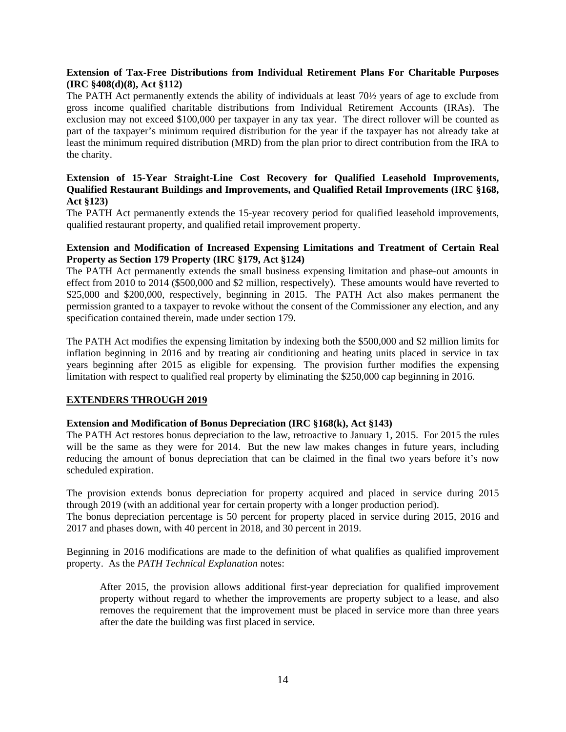**Extension of Tax-Free Distributions from Individual Retirement Plans For Charitable Purposes (IRC §408(d)(8), Act §112)**

The PATH Act permanently extends the ability of individuals at least 70½ years of age to exclude from gross income qualified charitable distributions from Individual Retirement Accounts (IRAs). The exclusion may not exceed $100,000 per taxpayer in any tax year. The direct rollover will be counted as part of the taxpayer's minimum required distribution for the year if the taxpayer has not already take at least the minimum required distribution (MRD) from the plan prior to direct contribution from the IRA to the charity.

**Extension of 15-Year Straight-Line Cost Recovery for Qualified Leasehold Improvements, Qualified Restaurant Buildings and Improvements, and Qualified Retail Improvements (IRC §168, Act §123)**

The PATH Act permanently extends the 15-year recovery period for qualified leasehold improvements, qualified restaurant property, and qualified retail improvement property.

**Extension and Modification of Increased Expensing Limitations and Treatment of Certain Real Property as Section 179 Property (IRC §179, Act §124)**

The PATH Act permanently extends the small business expensing limitation and phase-out amounts in effect from 2010 to 2014 ($500,000 and $2 million, respectively). These amounts would have reverted to $25,000 and $200,000, respectively, beginning in 2015. The PATH Act also makes permanent the permission granted to a taxpayer to revoke without the consent of the Commissioner any election, and any specification contained therein, made under section 179.

The PATH Act modifies the expensing limitation by indexing both the $500,000 and $2 million limits for inflation beginning in 2016 and by treating air conditioning and heating units placed in service in tax years beginning after 2015 as eligible for expensing. The provision further modifies the expensing limitation with respect to qualified real property by eliminating the $250,000 cap beginning in 2016.

## EXTENDERS THROUGH 2019

**Extension and Modification of Bonus Depreciation (IRC §168(k), Act §143)**

The PATH Act restores bonus depreciation to the law, retroactive to January 1, 2015. For 2015 the rules will be the same as they were for 2014. But the new law makes changes in future years, including reducing the amount of bonus depreciation that can be claimed in the final two years before it's now scheduled expiration.

The provision extends bonus depreciation for property acquired and placed in service during 2015 through 2019 (with an additional year for certain property with a longer production period).
The bonus depreciation percentage is 50 percent for property placed in service during 2015, 2016 and 2017 and phases down, with 40 percent in 2018, and 30 percent in 2019.

Beginning in 2016 modifications are made to the definition of what qualifies as qualified improvement property. As the *PATH Technical Explanation* notes:

> After 2015, the provision allows additional first-year depreciation for qualified improvement property without regard to whether the improvements are property subject to a lease, and also removes the requirement that the improvement must be placed in service more than three years after the date the building was first placed in service.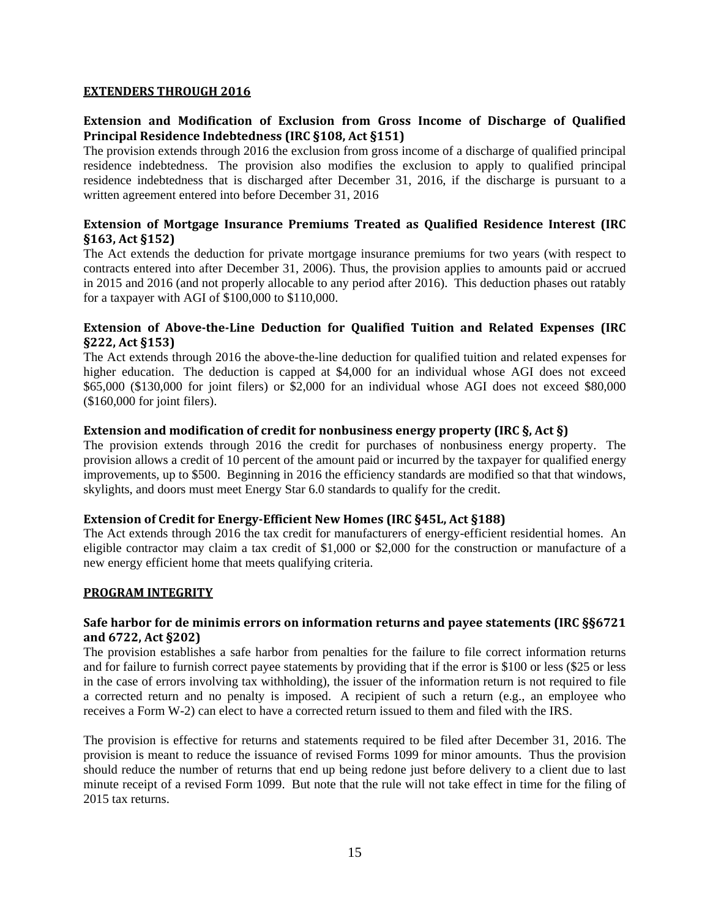## EXTENDERS THROUGH 2016

### Extension and Modification of Exclusion from Gross Income of Discharge of Qualified Principal Residence Indebtedness (IRC §108, Act §151)

The provision extends through 2016 the exclusion from gross income of a discharge of qualified principal residence indebtedness. The provision also modifies the exclusion to apply to qualified principal residence indebtedness that is discharged after December 31, 2016, if the discharge is pursuant to a written agreement entered into before December 31, 2016

### Extension of Mortgage Insurance Premiums Treated as Qualified Residence Interest (IRC §163, Act §152)

The Act extends the deduction for private mortgage insurance premiums for two years (with respect to contracts entered into after December 31, 2006). Thus, the provision applies to amounts paid or accrued in 2015 and 2016 (and not properly allocable to any period after 2016). This deduction phases out ratably for a taxpayer with AGI of $100,000 to $110,000.

### Extension of Above-the-Line Deduction for Qualified Tuition and Related Expenses (IRC §222, Act §153)

The Act extends through 2016 the above-the-line deduction for qualified tuition and related expenses for higher education. The deduction is capped at $4,000 for an individual whose AGI does not exceed $65,000 ($130,000 for joint filers) or $2,000 for an individual whose AGI does not exceed $80,000 ($160,000 for joint filers).

### Extension and modification of credit for nonbusiness energy property (IRC §, Act §)

The provision extends through 2016 the credit for purchases of nonbusiness energy property. The provision allows a credit of 10 percent of the amount paid or incurred by the taxpayer for qualified energy improvements, up to $500. Beginning in 2016 the efficiency standards are modified so that that windows, skylights, and doors must meet Energy Star 6.0 standards to qualify for the credit.

### Extension of Credit for Energy-Efficient New Homes (IRC §45L, Act §188)

The Act extends through 2016 the tax credit for manufacturers of energy-efficient residential homes. An eligible contractor may claim a tax credit of $1,000 or $2,000 for the construction or manufacture of a new energy efficient home that meets qualifying criteria.

## PROGRAM INTEGRITY

### Safe harbor for de minimis errors on information returns and payee statements (IRC §§6721 and 6722, Act §202)

The provision establishes a safe harbor from penalties for the failure to file correct information returns and for failure to furnish correct payee statements by providing that if the error is $100 or less ($25 or less in the case of errors involving tax withholding), the issuer of the information return is not required to file a corrected return and no penalty is imposed. A recipient of such a return (e.g., an employee who receives a Form W-2) can elect to have a corrected return issued to them and filed with the IRS.

The provision is effective for returns and statements required to be filed after December 31, 2016. The provision is meant to reduce the issuance of revised Forms 1099 for minor amounts. Thus the provision should reduce the number of returns that end up being redone just before delivery to a client due to last minute receipt of a revised Form 1099. But note that the rule will not take effect in time for the filing of 2015 tax returns.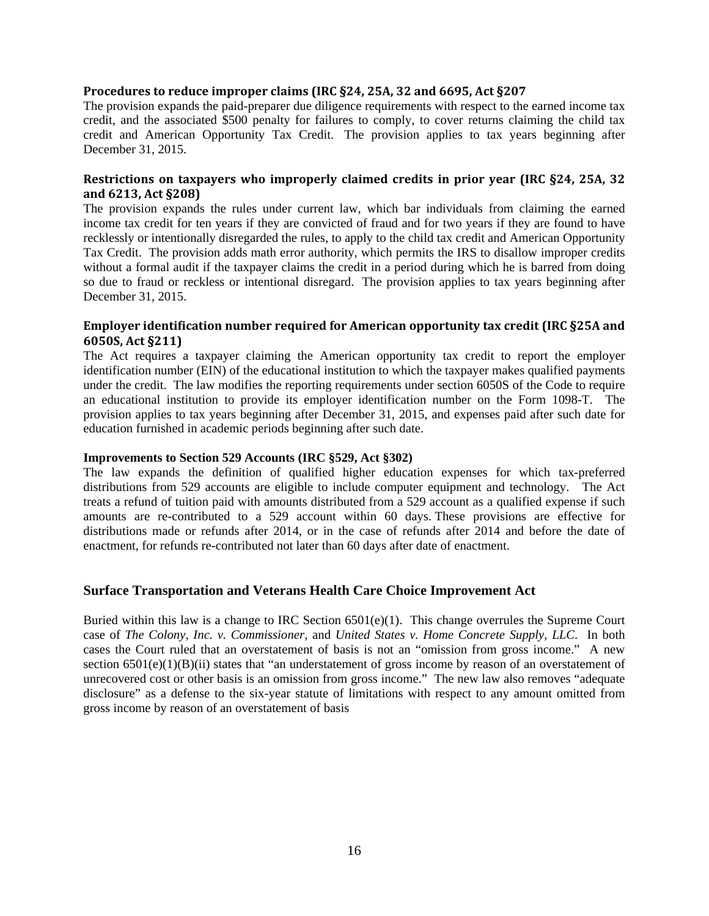**Procedures to reduce improper claims (IRC §24, 25A, 32 and 6695, Act §207**

The provision expands the paid-preparer due diligence requirements with respect to the earned income tax credit, and the associated $500 penalty for failures to comply, to cover returns claiming the child tax credit and American Opportunity Tax Credit. The provision applies to tax years beginning after December 31, 2015.

**Restrictions on taxpayers who improperly claimed credits in prior year (IRC §24, 25A, 32 and 6213, Act §208)**

The provision expands the rules under current law, which bar individuals from claiming the earned income tax credit for ten years if they are convicted of fraud and for two years if they are found to have recklessly or intentionally disregarded the rules, to apply to the child tax credit and American Opportunity Tax Credit. The provision adds math error authority, which permits the IRS to disallow improper credits without a formal audit if the taxpayer claims the credit in a period during which he is barred from doing so due to fraud or reckless or intentional disregard. The provision applies to tax years beginning after December 31, 2015.

**Employer identification number required for American opportunity tax credit (IRC §25A and 6050S, Act §211)**

The Act requires a taxpayer claiming the American opportunity tax credit to report the employer identification number (EIN) of the educational institution to which the taxpayer makes qualified payments under the credit. The law modifies the reporting requirements under section 6050S of the Code to require an educational institution to provide its employer identification number on the Form 1098-T. The provision applies to tax years beginning after December 31, 2015, and expenses paid after such date for education furnished in academic periods beginning after such date.

**Improvements to Section 529 Accounts (IRC §529, Act §302)**

The law expands the definition of qualified higher education expenses for which tax-preferred distributions from 529 accounts are eligible to include computer equipment and technology. The Act treats a refund of tuition paid with amounts distributed from a 529 account as a qualified expense if such amounts are re-contributed to a 529 account within 60 days. These provisions are effective for distributions made or refunds after 2014, or in the case of refunds after 2014 and before the date of enactment, for refunds re-contributed not later than 60 days after date of enactment.

## Surface Transportation and Veterans Health Care Choice Improvement Act

Buried within this law is a change to IRC Section 6501(e)(1). This change overrules the Supreme Court case of *The Colony, Inc. v. Commissioner*, and *United States v. Home Concrete Supply, LLC*. In both cases the Court ruled that an overstatement of basis is not an "omission from gross income." A new section 6501(e)(1)(B)(ii) states that "an understatement of gross income by reason of an overstatement of unrecovered cost or other basis is an omission from gross income." The new law also removes "adequate disclosure" as a defense to the six-year statute of limitations with respect to any amount omitted from gross income by reason of an overstatement of basis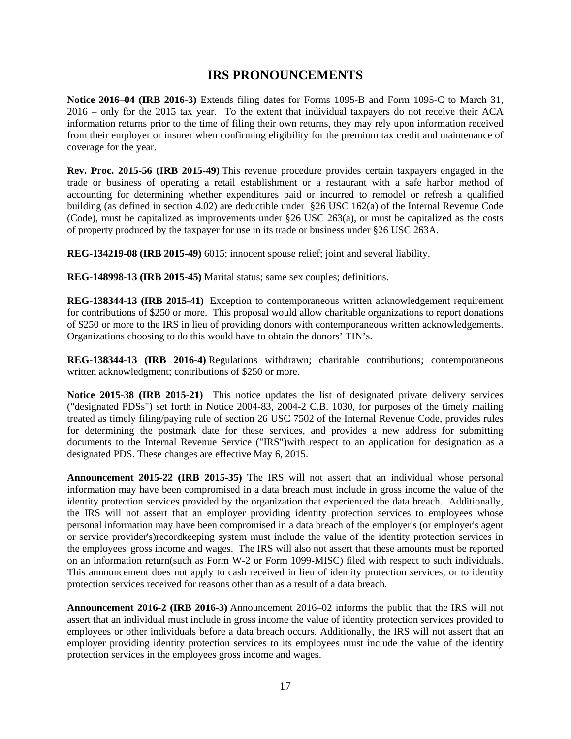# IRS PRONOUNCEMENTS

**Notice 2016–04 (IRB 2016-3)** Extends filing dates for Forms 1095-B and Form 1095-C to March 31, 2016 – only for the 2015 tax year. To the extent that individual taxpayers do not receive their ACA information returns prior to the time of filing their own returns, they may rely upon information received from their employer or insurer when confirming eligibility for the premium tax credit and maintenance of coverage for the year.

**Rev. Proc. 2015-56 (IRB 2015-49)** This revenue procedure provides certain taxpayers engaged in the trade or business of operating a retail establishment or a restaurant with a safe harbor method of accounting for determining whether expenditures paid or incurred to remodel or refresh a qualified building (as defined in section 4.02) are deductible under §26 USC 162(a) of the Internal Revenue Code (Code), must be capitalized as improvements under §26 USC 263(a), or must be capitalized as the costs of property produced by the taxpayer for use in its trade or business under §26 USC 263A.

**REG-134219-08 (IRB 2015-49)** 6015; innocent spouse relief; joint and several liability.

**REG-148998-13 (IRB 2015-45)** Marital status; same sex couples; definitions.

**REG-138344-13 (IRB 2015-41)** Exception to contemporaneous written acknowledgement requirement for contributions of $250 or more. This proposal would allow charitable organizations to report donations of $250 or more to the IRS in lieu of providing donors with contemporaneous written acknowledgements. Organizations choosing to do this would have to obtain the donors' TIN's.

**REG-138344-13 (IRB 2016-4)** Regulations withdrawn; charitable contributions; contemporaneous written acknowledgment; contributions of $250 or more.

**Notice 2015-38 (IRB 2015-21)** This notice updates the list of designated private delivery services ("designated PDSs") set forth in Notice 2004-83, 2004-2 C.B. 1030, for purposes of the timely mailing treated as timely filing/paying rule of section 26 USC 7502 of the Internal Revenue Code, provides rules for determining the postmark date for these services, and provides a new address for submitting documents to the Internal Revenue Service ("IRS")with respect to an application for designation as a designated PDS. These changes are effective May 6, 2015.

**Announcement 2015-22 (IRB 2015-35)** The IRS will not assert that an individual whose personal information may have been compromised in a data breach must include in gross income the value of the identity protection services provided by the organization that experienced the data breach. Additionally, the IRS will not assert that an employer providing identity protection services to employees whose personal information may have been compromised in a data breach of the employer's (or employer's agent or service provider's)recordkeeping system must include the value of the identity protection services in the employees' gross income and wages. The IRS will also not assert that these amounts must be reported on an information return(such as Form W-2 or Form 1099-MISC) filed with respect to such individuals. This announcement does not apply to cash received in lieu of identity protection services, or to identity protection services received for reasons other than as a result of a data breach.

**Announcement 2016-2 (IRB 2016-3)** Announcement 2016–02 informs the public that the IRS will not assert that an individual must include in gross income the value of identity protection services provided to employees or other individuals before a data breach occurs. Additionally, the IRS will not assert that an employer providing identity protection services to its employees must include the value of the identity protection services in the employees gross income and wages.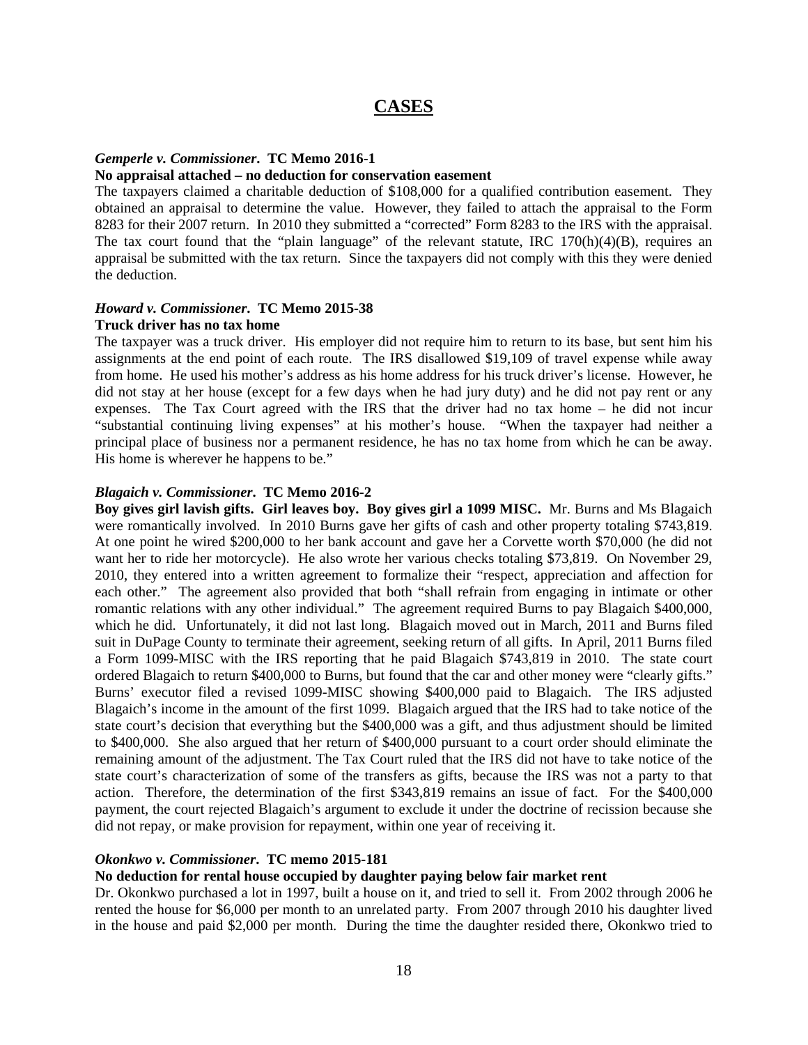# CASES

***Gemperle v. Commissioner*. TC Memo 2016-1**

**No appraisal attached – no deduction for conservation easement**

The taxpayers claimed a charitable deduction of $108,000 for a qualified contribution easement. They obtained an appraisal to determine the value. However, they failed to attach the appraisal to the Form 8283 for their 2007 return. In 2010 they submitted a "corrected" Form 8283 to the IRS with the appraisal. The tax court found that the "plain language" of the relevant statute, IRC 170(h)(4)(B), requires an appraisal be submitted with the tax return. Since the taxpayers did not comply with this they were denied the deduction.

***Howard v. Commissioner*. TC Memo 2015-38**

**Truck driver has no tax home**

The taxpayer was a truck driver. His employer did not require him to return to its base, but sent him his assignments at the end point of each route. The IRS disallowed $19,109 of travel expense while away from home. He used his mother's address as his home address for his truck driver's license. However, he did not stay at her house (except for a few days when he had jury duty) and he did not pay rent or any expenses. The Tax Court agreed with the IRS that the driver had no tax home – he did not incur "substantial continuing living expenses" at his mother's house. "When the taxpayer had neither a principal place of business nor a permanent residence, he has no tax home from which he can be away. His home is wherever he happens to be."

***Blagaich v. Commissioner*. TC Memo 2016-2**

**Boy gives girl lavish gifts. Girl leaves boy. Boy gives girl a 1099 MISC.** Mr. Burns and Ms Blagaich were romantically involved. In 2010 Burns gave her gifts of cash and other property totaling $743,819. At one point he wired $200,000 to her bank account and gave her a Corvette worth $70,000 (he did not want her to ride her motorcycle). He also wrote her various checks totaling $73,819. On November 29, 2010, they entered into a written agreement to formalize their "respect, appreciation and affection for each other." The agreement also provided that both "shall refrain from engaging in intimate or other romantic relations with any other individual." The agreement required Burns to pay Blagaich $400,000, which he did. Unfortunately, it did not last long. Blagaich moved out in March, 2011 and Burns filed suit in DuPage County to terminate their agreement, seeking return of all gifts. In April, 2011 Burns filed a Form 1099-MISC with the IRS reporting that he paid Blagaich $743,819 in 2010. The state court ordered Blagaich to return $400,000 to Burns, but found that the car and other money were "clearly gifts." Burns' executor filed a revised 1099-MISC showing $400,000 paid to Blagaich. The IRS adjusted Blagaich's income in the amount of the first 1099. Blagaich argued that the IRS had to take notice of the state court's decision that everything but the $400,000 was a gift, and thus adjustment should be limited to $400,000. She also argued that her return of $400,000 pursuant to a court order should eliminate the remaining amount of the adjustment. The Tax Court ruled that the IRS did not have to take notice of the state court's characterization of some of the transfers as gifts, because the IRS was not a party to that action. Therefore, the determination of the first $343,819 remains an issue of fact. For the $400,000 payment, the court rejected Blagaich's argument to exclude it under the doctrine of recission because she did not repay, or make provision for repayment, within one year of receiving it.

***Okonkwo v. Commissioner*. TC memo 2015-181**

**No deduction for rental house occupied by daughter paying below fair market rent**

Dr. Okonkwo purchased a lot in 1997, built a house on it, and tried to sell it. From 2002 through 2006 he rented the house for $6,000 per month to an unrelated party. From 2007 through 2010 his daughter lived in the house and paid $2,000 per month. During the time the daughter resided there, Okonkwo tried to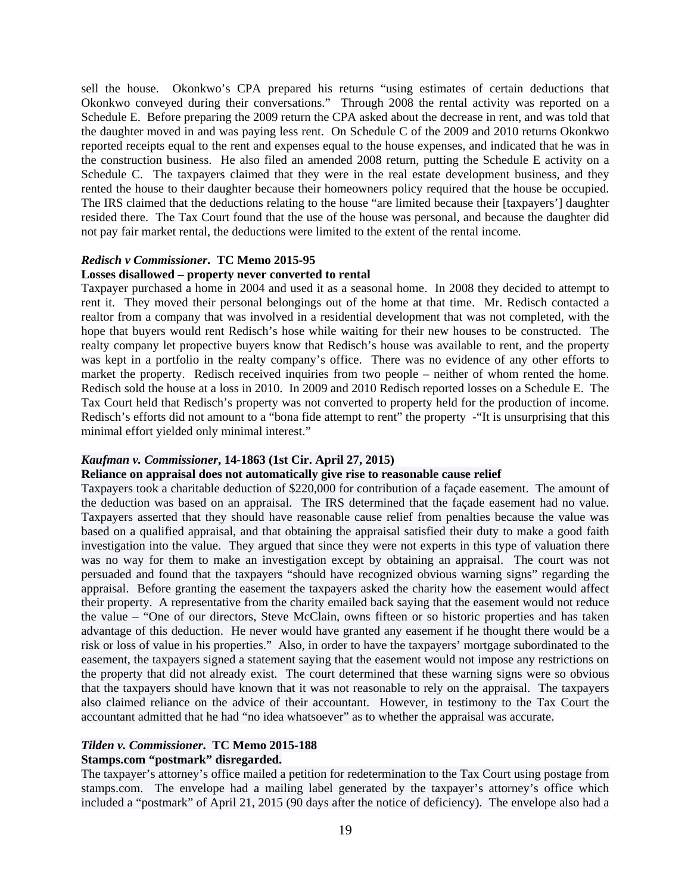sell the house. Okonkwo's CPA prepared his returns "using estimates of certain deductions that Okonkwo conveyed during their conversations." Through 2008 the rental activity was reported on a Schedule E. Before preparing the 2009 return the CPA asked about the decrease in rent, and was told that the daughter moved in and was paying less rent. On Schedule C of the 2009 and 2010 returns Okonkwo reported receipts equal to the rent and expenses equal to the house expenses, and indicated that he was in the construction business. He also filed an amended 2008 return, putting the Schedule E activity on a Schedule C. The taxpayers claimed that they were in the real estate development business, and they rented the house to their daughter because their homeowners policy required that the house be occupied. The IRS claimed that the deductions relating to the house "are limited because their [taxpayers'] daughter resided there. The Tax Court found that the use of the house was personal, and because the daughter did not pay fair market rental, the deductions were limited to the extent of the rental income.

***Redisch v Commissioner*. TC Memo 2015-95**
**Losses disallowed – property never converted to rental**

Taxpayer purchased a home in 2004 and used it as a seasonal home. In 2008 they decided to attempt to rent it. They moved their personal belongings out of the home at that time. Mr. Redisch contacted a realtor from a company that was involved in a residential development that was not completed, with the hope that buyers would rent Redisch's hose while waiting for their new houses to be constructed. The realty company let propective buyers know that Redisch's house was available to rent, and the property was kept in a portfolio in the realty company's office. There was no evidence of any other efforts to market the property. Redisch received inquiries from two people – neither of whom rented the home. Redisch sold the house at a loss in 2010. In 2009 and 2010 Redisch reported losses on a Schedule E. The Tax Court held that Redisch's property was not converted to property held for the production of income. Redisch's efforts did not amount to a "bona fide attempt to rent" the property -"It is unsurprising that this minimal effort yielded only minimal interest."

***Kaufman v. Commissioner*, 14-1863 (1st Cir. April 27, 2015)**
**Reliance on appraisal does not automatically give rise to reasonable cause relief**

Taxpayers took a charitable deduction of $220,000 for contribution of a façade easement. The amount of the deduction was based on an appraisal. The IRS determined that the façade easement had no value. Taxpayers asserted that they should have reasonable cause relief from penalties because the value was based on a qualified appraisal, and that obtaining the appraisal satisfied their duty to make a good faith investigation into the value. They argued that since they were not experts in this type of valuation there was no way for them to make an investigation except by obtaining an appraisal. The court was not persuaded and found that the taxpayers "should have recognized obvious warning signs" regarding the appraisal. Before granting the easement the taxpayers asked the charity how the easement would affect their property. A representative from the charity emailed back saying that the easement would not reduce the value – "One of our directors, Steve McClain, owns fifteen or so historic properties and has taken advantage of this deduction. He never would have granted any easement if he thought there would be a risk or loss of value in his properties." Also, in order to have the taxpayers' mortgage subordinated to the easement, the taxpayers signed a statement saying that the easement would not impose any restrictions on the property that did not already exist. The court determined that these warning signs were so obvious that the taxpayers should have known that it was not reasonable to rely on the appraisal. The taxpayers also claimed reliance on the advice of their accountant. However, in testimony to the Tax Court the accountant admitted that he had "no idea whatsoever" as to whether the appraisal was accurate.

***Tilden v. Commissioner*. TC Memo 2015-188**
**Stamps.com "postmark" disregarded.**

The taxpayer's attorney's office mailed a petition for redetermination to the Tax Court using postage from stamps.com. The envelope had a mailing label generated by the taxpayer's attorney's office which included a "postmark" of April 21, 2015 (90 days after the notice of deficiency). The envelope also had a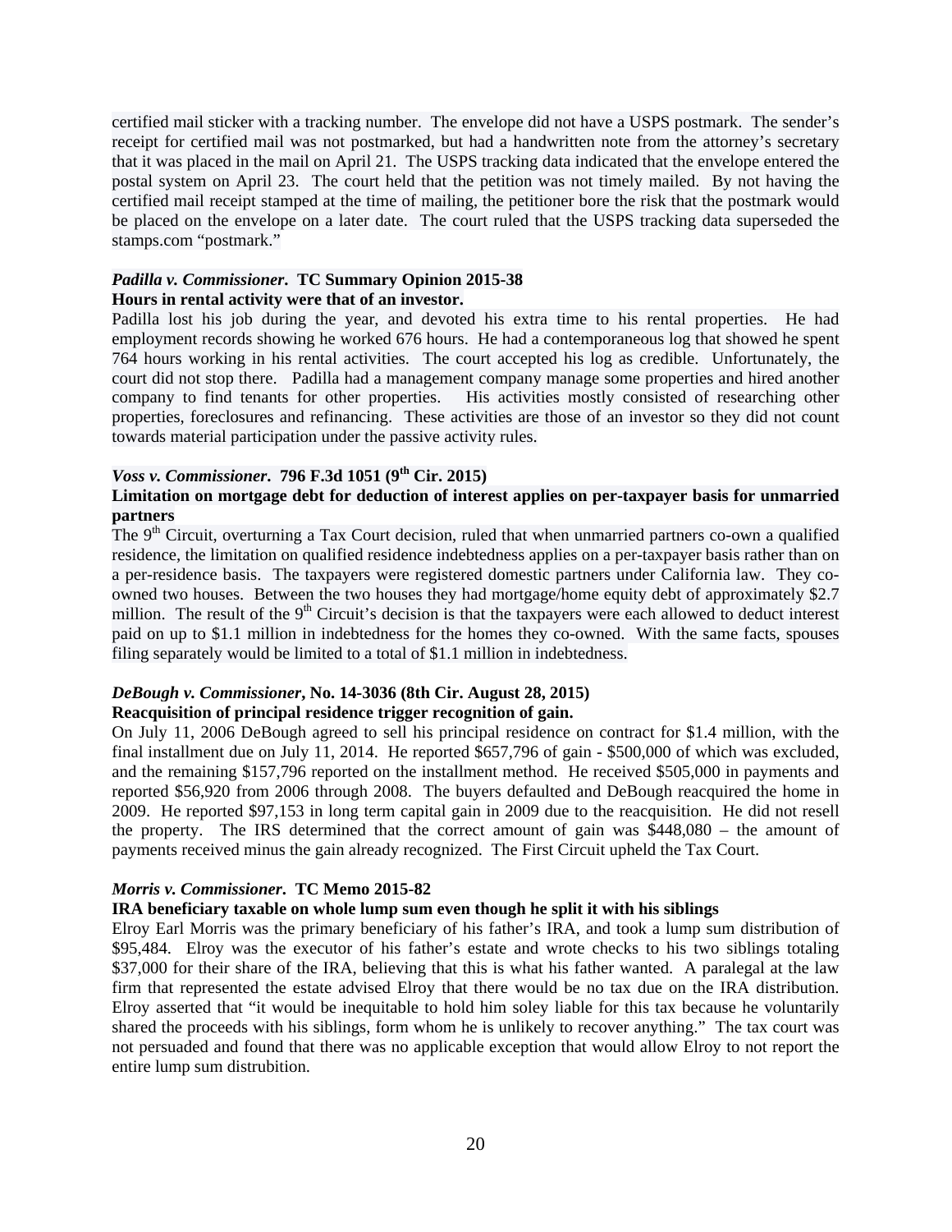certified mail sticker with a tracking number. The envelope did not have a USPS postmark. The sender's receipt for certified mail was not postmarked, but had a handwritten note from the attorney's secretary that it was placed in the mail on April 21. The USPS tracking data indicated that the envelope entered the postal system on April 23. The court held that the petition was not timely mailed. By not having the certified mail receipt stamped at the time of mailing, the petitioner bore the risk that the postmark would be placed on the envelope on a later date. The court ruled that the USPS tracking data superseded the stamps.com "postmark."

***Padilla v. Commissioner*. TC Summary Opinion 2015-38**
**Hours in rental activity were that of an investor.**
Padilla lost his job during the year, and devoted his extra time to his rental properties. He had employment records showing he worked 676 hours. He had a contemporaneous log that showed he spent 764 hours working in his rental activities. The court accepted his log as credible. Unfortunately, the court did not stop there. Padilla had a management company manage some properties and hired another company to find tenants for other properties. His activities mostly consisted of researching other properties, foreclosures and refinancing. These activities are those of an investor so they did not count towards material participation under the passive activity rules.

***Voss v. Commissioner*. 796 F.3d 1051 (9th Cir. 2015)**
**Limitation on mortgage debt for deduction of interest applies on per-taxpayer basis for unmarried partners**
The 9th Circuit, overturning a Tax Court decision, ruled that when unmarried partners co-own a qualified residence, the limitation on qualified residence indebtedness applies on a per-taxpayer basis rather than on a per-residence basis. The taxpayers were registered domestic partners under California law. They co-owned two houses. Between the two houses they had mortgage/home equity debt of approximately $2.7 million. The result of the 9th Circuit's decision is that the taxpayers were each allowed to deduct interest paid on up to $1.1 million in indebtedness for the homes they co-owned. With the same facts, spouses filing separately would be limited to a total of $1.1 million in indebtedness.

***DeBough v. Commissioner*, No. 14-3036 (8th Cir. August 28, 2015)**
**Reacquisition of principal residence trigger recognition of gain.**
On July 11, 2006 DeBough agreed to sell his principal residence on contract for $1.4 million, with the final installment due on July 11, 2014. He reported $657,796 of gain - $500,000 of which was excluded, and the remaining $157,796 reported on the installment method. He received $505,000 in payments and reported $56,920 from 2006 through 2008. The buyers defaulted and DeBough reacquired the home in 2009. He reported $97,153 in long term capital gain in 2009 due to the reacquisition. He did not resell the property. The IRS determined that the correct amount of gain was $448,080 – the amount of payments received minus the gain already recognized. The First Circuit upheld the Tax Court.

***Morris v. Commissioner*. TC Memo 2015-82**
**IRA beneficiary taxable on whole lump sum even though he split it with his siblings**
Elroy Earl Morris was the primary beneficiary of his father's IRA, and took a lump sum distribution of $95,484. Elroy was the executor of his father's estate and wrote checks to his two siblings totaling $37,000 for their share of the IRA, believing that this is what his father wanted. A paralegal at the law firm that represented the estate advised Elroy that there would be no tax due on the IRA distribution. Elroy asserted that "it would be inequitable to hold him soley liable for this tax because he voluntarily shared the proceeds with his siblings, form whom he is unlikely to recover anything." The tax court was not persuaded and found that there was no applicable exception that would allow Elroy to not report the entire lump sum distrubition.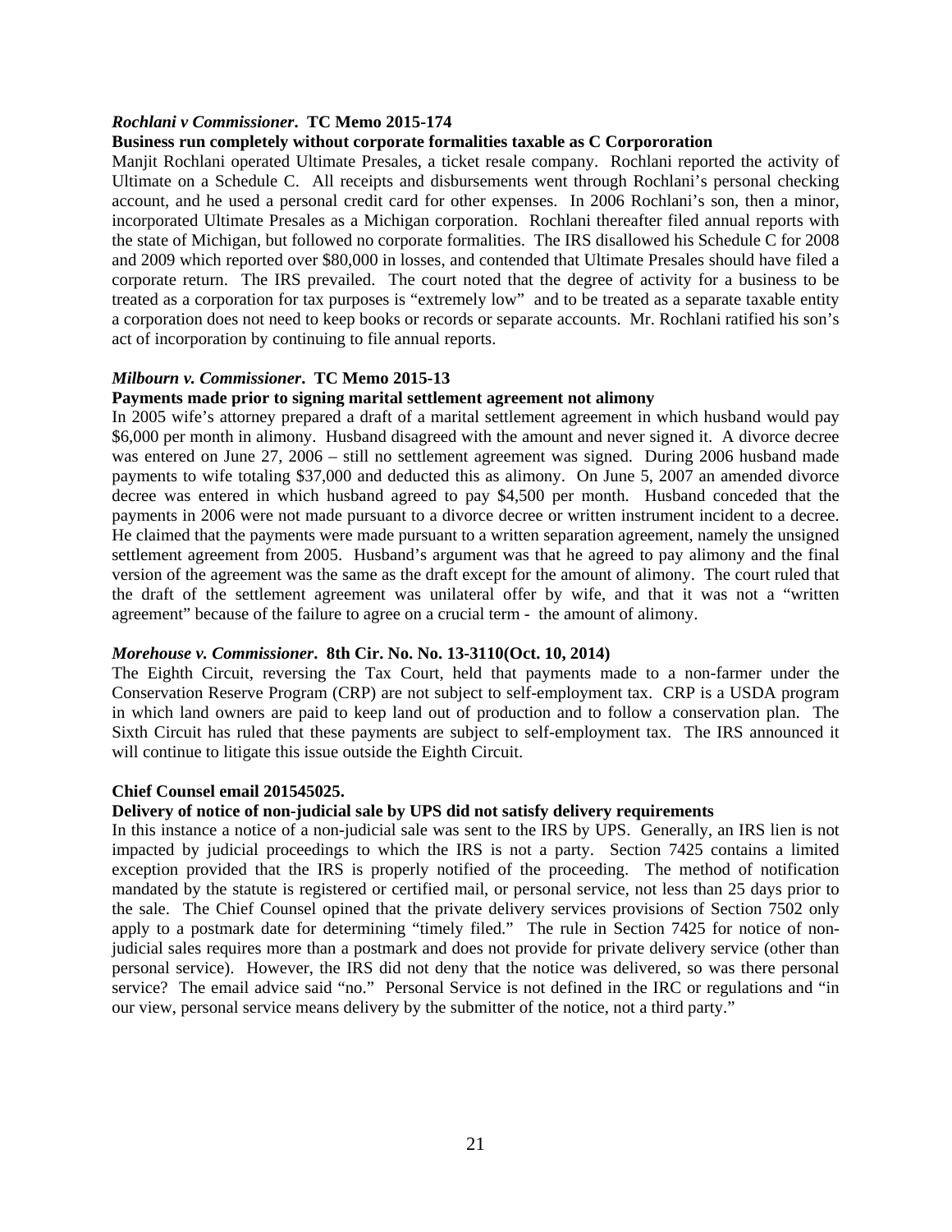***Rochlani v Commissioner*. TC Memo 2015-174**

**Business run completely without corporate formalities taxable as C Corpororation**

Manjit Rochlani operated Ultimate Presales, a ticket resale company. Rochlani reported the activity of Ultimate on a Schedule C. All receipts and disbursements went through Rochlani's personal checking account, and he used a personal credit card for other expenses. In 2006 Rochlani's son, then a minor, incorporated Ultimate Presales as a Michigan corporation. Rochlani thereafter filed annual reports with the state of Michigan, but followed no corporate formalities. The IRS disallowed his Schedule C for 2008 and 2009 which reported over $80,000 in losses, and contended that Ultimate Presales should have filed a corporate return. The IRS prevailed. The court noted that the degree of activity for a business to be treated as a corporation for tax purposes is "extremely low" and to be treated as a separate taxable entity a corporation does not need to keep books or records or separate accounts. Mr. Rochlani ratified his son's act of incorporation by continuing to file annual reports.

***Milbourn v. Commissioner*. TC Memo 2015-13**

**Payments made prior to signing marital settlement agreement not alimony**

In 2005 wife's attorney prepared a draft of a marital settlement agreement in which husband would pay $6,000 per month in alimony. Husband disagreed with the amount and never signed it. A divorce decree was entered on June 27, 2006 – still no settlement agreement was signed. During 2006 husband made payments to wife totaling $37,000 and deducted this as alimony. On June 5, 2007 an amended divorce decree was entered in which husband agreed to pay $4,500 per month. Husband conceded that the payments in 2006 were not made pursuant to a divorce decree or written instrument incident to a decree. He claimed that the payments were made pursuant to a written separation agreement, namely the unsigned settlement agreement from 2005. Husband's argument was that he agreed to pay alimony and the final version of the agreement was the same as the draft except for the amount of alimony. The court ruled that the draft of the settlement agreement was unilateral offer by wife, and that it was not a "written agreement" because of the failure to agree on a crucial term - the amount of alimony.

***Morehouse v. Commissioner*. 8th Cir. No. No. 13-3110(Oct. 10, 2014)**

The Eighth Circuit, reversing the Tax Court, held that payments made to a non-farmer under the Conservation Reserve Program (CRP) are not subject to self-employment tax. CRP is a USDA program in which land owners are paid to keep land out of production and to follow a conservation plan. The Sixth Circuit has ruled that these payments are subject to self-employment tax. The IRS announced it will continue to litigate this issue outside the Eighth Circuit.

**Chief Counsel email 201545025.**

**Delivery of notice of non-judicial sale by UPS did not satisfy delivery requirements**

In this instance a notice of a non-judicial sale was sent to the IRS by UPS. Generally, an IRS lien is not impacted by judicial proceedings to which the IRS is not a party. Section 7425 contains a limited exception provided that the IRS is properly notified of the proceeding. The method of notification mandated by the statute is registered or certified mail, or personal service, not less than 25 days prior to the sale. The Chief Counsel opined that the private delivery services provisions of Section 7502 only apply to a postmark date for determining "timely filed." The rule in Section 7425 for notice of non-judicial sales requires more than a postmark and does not provide for private delivery service (other than personal service). However, the IRS did not deny that the notice was delivered, so was there personal service? The email advice said "no." Personal Service is not defined in the IRC or regulations and "in our view, personal service means delivery by the submitter of the notice, not a third party."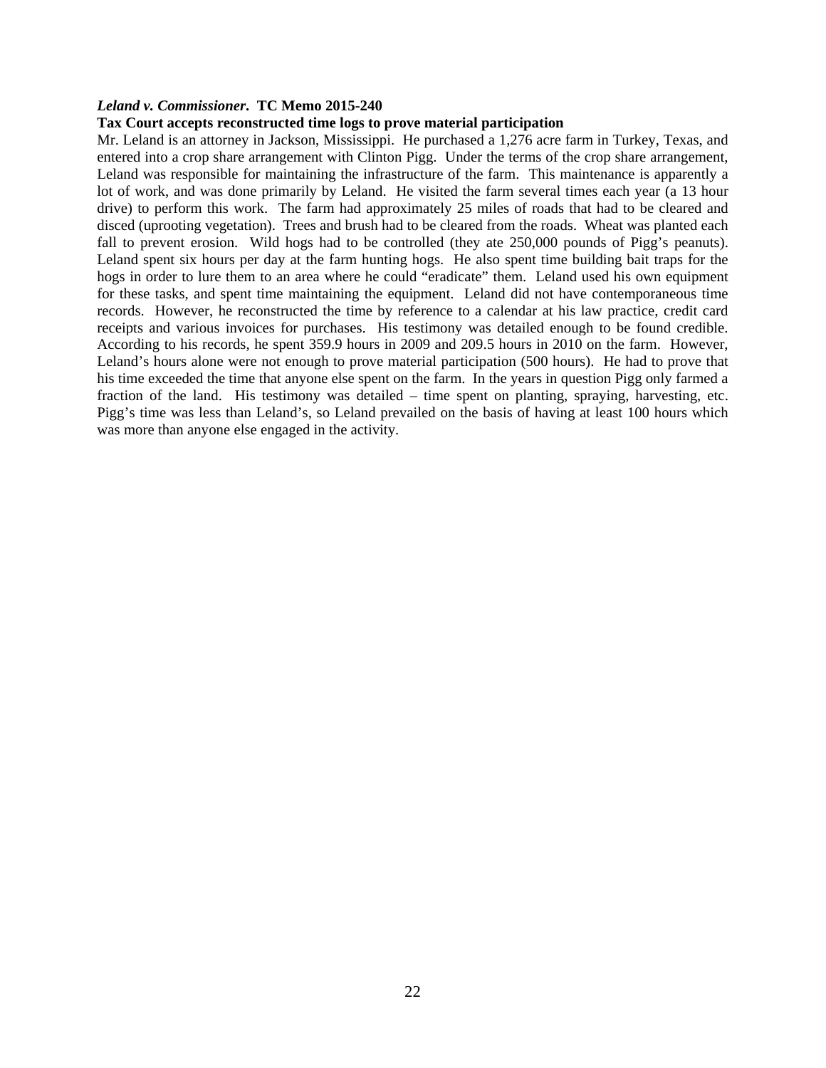***Leland v. Commissioner*. TC Memo 2015-240**

**Tax Court accepts reconstructed time logs to prove material participation**

Mr. Leland is an attorney in Jackson, Mississippi. He purchased a 1,276 acre farm in Turkey, Texas, and entered into a crop share arrangement with Clinton Pigg. Under the terms of the crop share arrangement, Leland was responsible for maintaining the infrastructure of the farm. This maintenance is apparently a lot of work, and was done primarily by Leland. He visited the farm several times each year (a 13 hour drive) to perform this work. The farm had approximately 25 miles of roads that had to be cleared and disced (uprooting vegetation). Trees and brush had to be cleared from the roads. Wheat was planted each fall to prevent erosion. Wild hogs had to be controlled (they ate 250,000 pounds of Pigg's peanuts). Leland spent six hours per day at the farm hunting hogs. He also spent time building bait traps for the hogs in order to lure them to an area where he could "eradicate" them. Leland used his own equipment for these tasks, and spent time maintaining the equipment. Leland did not have contemporaneous time records. However, he reconstructed the time by reference to a calendar at his law practice, credit card receipts and various invoices for purchases. His testimony was detailed enough to be found credible. According to his records, he spent 359.9 hours in 2009 and 209.5 hours in 2010 on the farm. However, Leland's hours alone were not enough to prove material participation (500 hours). He had to prove that his time exceeded the time that anyone else spent on the farm. In the years in question Pigg only farmed a fraction of the land. His testimony was detailed – time spent on planting, spraying, harvesting, etc. Pigg's time was less than Leland's, so Leland prevailed on the basis of having at least 100 hours which was more than anyone else engaged in the activity.